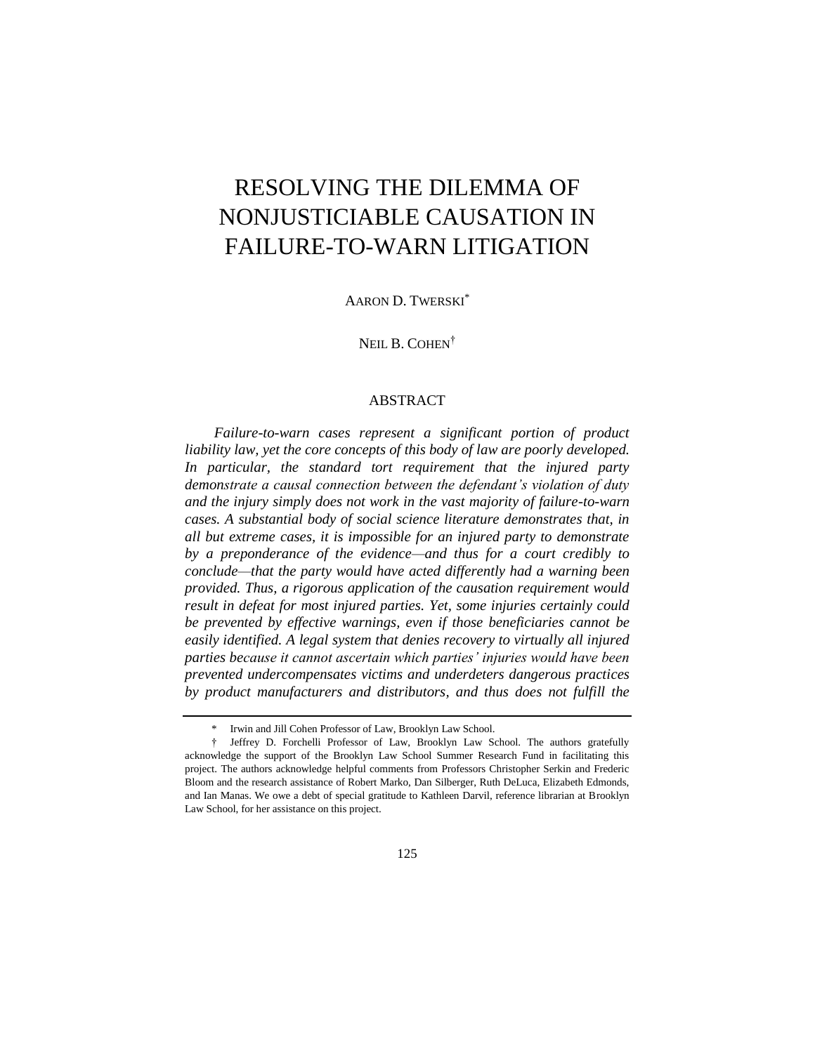# RESOLVING THE DILEMMA OF NONJUSTICIABLE CAUSATION IN FAILURE-TO-WARN LITIGATION

AARON D. TWERSKI[*]

NEIL B. COHEN[†]

## ABSTRACT

*Failure-to-warn cases represent a significant portion of product liability law, yet the core concepts of this body of law are poorly developed. In particular, the standard tort requirement that the injured party demonstrate a causal connection between the defendant's violation of duty and the injury simply does not work in the vast majority of failure-to-warn cases. A substantial body of social science literature demonstrates that, in all but extreme cases, it is impossible for an injured party to demonstrate by a preponderance of the evidence—and thus for a court credibly to conclude—that the party would have acted differently had a warning been provided. Thus, a rigorous application of the causation requirement would result in defeat for most injured parties. Yet, some injuries certainly could be prevented by effective warnings, even if those beneficiaries cannot be easily identified. A legal system that denies recovery to virtually all injured parties because it cannot ascertain which parties' injuries would have been prevented undercompensates victims and underdeters dangerous practices by product manufacturers and distributors, and thus does not fulfill the*

---

[*] Irwin and Jill Cohen Professor of Law, Brooklyn Law School.

[†] Jeffrey D. Forchelli Professor of Law, Brooklyn Law School. The authors gratefully acknowledge the support of the Brooklyn Law School Summer Research Fund in facilitating this project. The authors acknowledge helpful comments from Professors Christopher Serkin and Frederic Bloom and the research assistance of Robert Marko, Dan Silberger, Ruth DeLuca, Elizabeth Edmonds, and Ian Manas. We owe a debt of special gratitude to Kathleen Darvil, reference librarian at Brooklyn Law School, for her assistance on this project.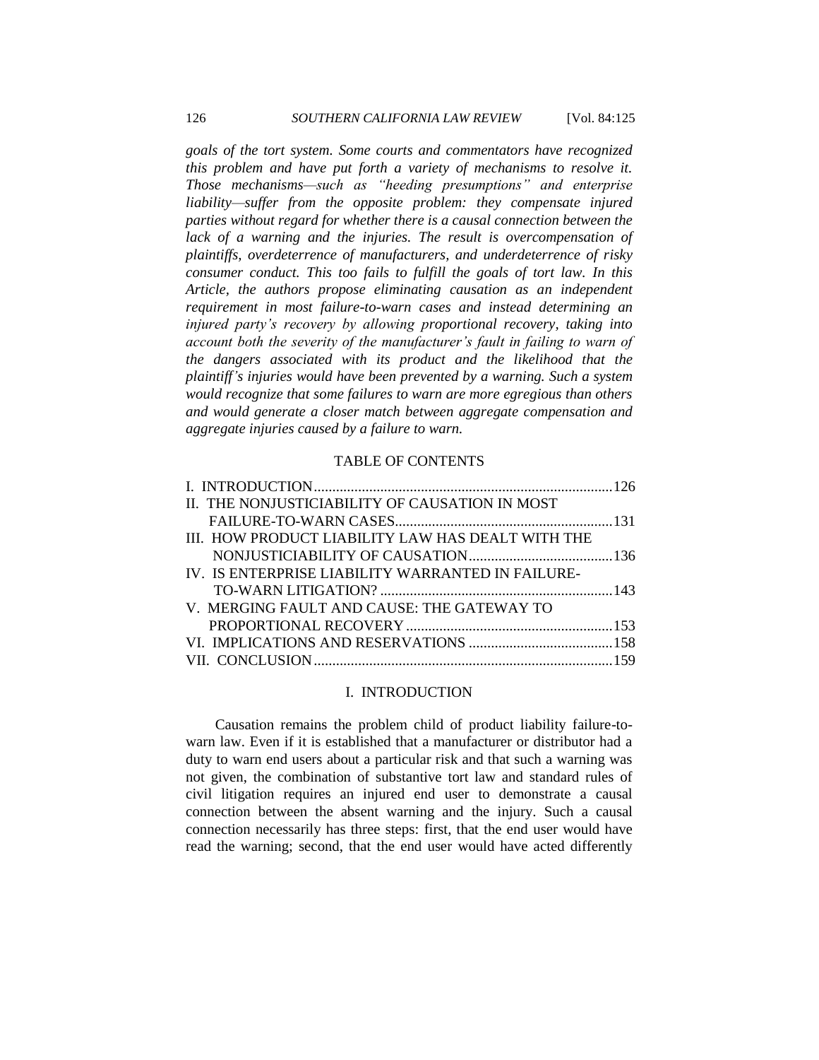*goals of the tort system. Some courts and commentators have recognized this problem and have put forth a variety of mechanisms to resolve it. Those mechanisms—such as "heeding presumptions" and enterprise liability—suffer from the opposite problem: they compensate injured parties without regard for whether there is a causal connection between the lack of a warning and the injuries. The result is overcompensation of plaintiffs, overdeterrence of manufacturers, and underdeterrence of risky consumer conduct. This too fails to fulfill the goals of tort law. In this Article, the authors propose eliminating causation as an independent requirement in most failure-to-warn cases and instead determining an injured party's recovery by allowing proportional recovery, taking into account both the severity of the manufacturer's fault in failing to warn of the dangers associated with its product and the likelihood that the plaintiff's injuries would have been prevented by a warning. Such a system would recognize that some failures to warn are more egregious than others and would generate a closer match between aggregate compensation and aggregate injuries caused by a failure to warn.*

TABLE OF CONTENTS

| | |
|---|---|
| I. INTRODUCTION | 126 |
| II. THE NONJUSTICIABILITY OF CAUSATION IN MOST FAILURE-TO-WARN CASES | 131 |
| III. HOW PRODUCT LIABILITY LAW HAS DEALT WITH THE NONJUSTICIABILITY OF CAUSATION | 136 |
| IV. IS ENTERPRISE LIABILITY WARRANTED IN FAILURE-TO-WARN LITIGATION? | 143 |
| V. MERGING FAULT AND CAUSE: THE GATEWAY TO PROPORTIONAL RECOVERY | 153 |
| VI. IMPLICATIONS AND RESERVATIONS | 158 |
| VII. CONCLUSION | 159 |

## I. INTRODUCTION

Causation remains the problem child of product liability failure-to-warn law. Even if it is established that a manufacturer or distributor had a duty to warn end users about a particular risk and that such a warning was not given, the combination of substantive tort law and standard rules of civil litigation requires an injured end user to demonstrate a causal connection between the absent warning and the injury. Such a causal connection necessarily has three steps: first, that the end user would have read the warning; second, that the end user would have acted differently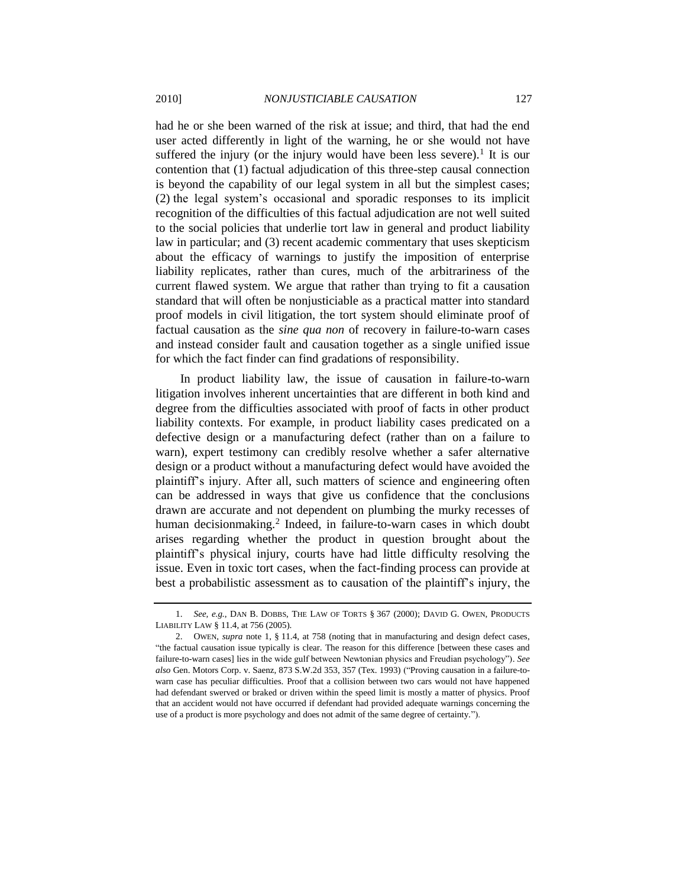had he or she been warned of the risk at issue; and third, that had the end user acted differently in light of the warning, he or she would not have suffered the injury (or the injury would have been less severe).[1] It is our contention that (1) factual adjudication of this three-step causal connection is beyond the capability of our legal system in all but the simplest cases; (2) the legal system's occasional and sporadic responses to its implicit recognition of the difficulties of this factual adjudication are not well suited to the social policies that underlie tort law in general and product liability law in particular; and (3) recent academic commentary that uses skepticism about the efficacy of warnings to justify the imposition of enterprise liability replicates, rather than cures, much of the arbitrariness of the current flawed system. We argue that rather than trying to fit a causation standard that will often be nonjusticiable as a practical matter into standard proof models in civil litigation, the tort system should eliminate proof of factual causation as the *sine qua non* of recovery in failure-to-warn cases and instead consider fault and causation together as a single unified issue for which the fact finder can find gradations of responsibility.

In product liability law, the issue of causation in failure-to-warn litigation involves inherent uncertainties that are different in both kind and degree from the difficulties associated with proof of facts in other product liability contexts. For example, in product liability cases predicated on a defective design or a manufacturing defect (rather than on a failure to warn), expert testimony can credibly resolve whether a safer alternative design or a product without a manufacturing defect would have avoided the plaintiff's injury. After all, such matters of science and engineering often can be addressed in ways that give us confidence that the conclusions drawn are accurate and not dependent on plumbing the murky recesses of human decisionmaking.[2] Indeed, in failure-to-warn cases in which doubt arises regarding whether the product in question brought about the plaintiff's physical injury, courts have had little difficulty resolving the issue. Even in toxic tort cases, when the fact-finding process can provide at best a probabilistic assessment as to causation of the plaintiff's injury, the

---

1. *See, e.g.*, DAN B. DOBBS, THE LAW OF TORTS § 367 (2000); DAVID G. OWEN, PRODUCTS LIABILITY LAW § 11.4, at 756 (2005).

2. OWEN, *supra* note 1, § 11.4, at 758 (noting that in manufacturing and design defect cases, "the factual causation issue typically is clear. The reason for this difference [between these cases and failure-to-warn cases] lies in the wide gulf between Newtonian physics and Freudian psychology"). *See also* Gen. Motors Corp. v. Saenz, 873 S.W.2d 353, 357 (Tex. 1993) ("Proving causation in a failure-to-warn case has peculiar difficulties. Proof that a collision between two cars would not have happened had defendant swerved or braked or driven within the speed limit is mostly a matter of physics. Proof that an accident would not have occurred if defendant had provided adequate warnings concerning the use of a product is more psychology and does not admit of the same degree of certainty.").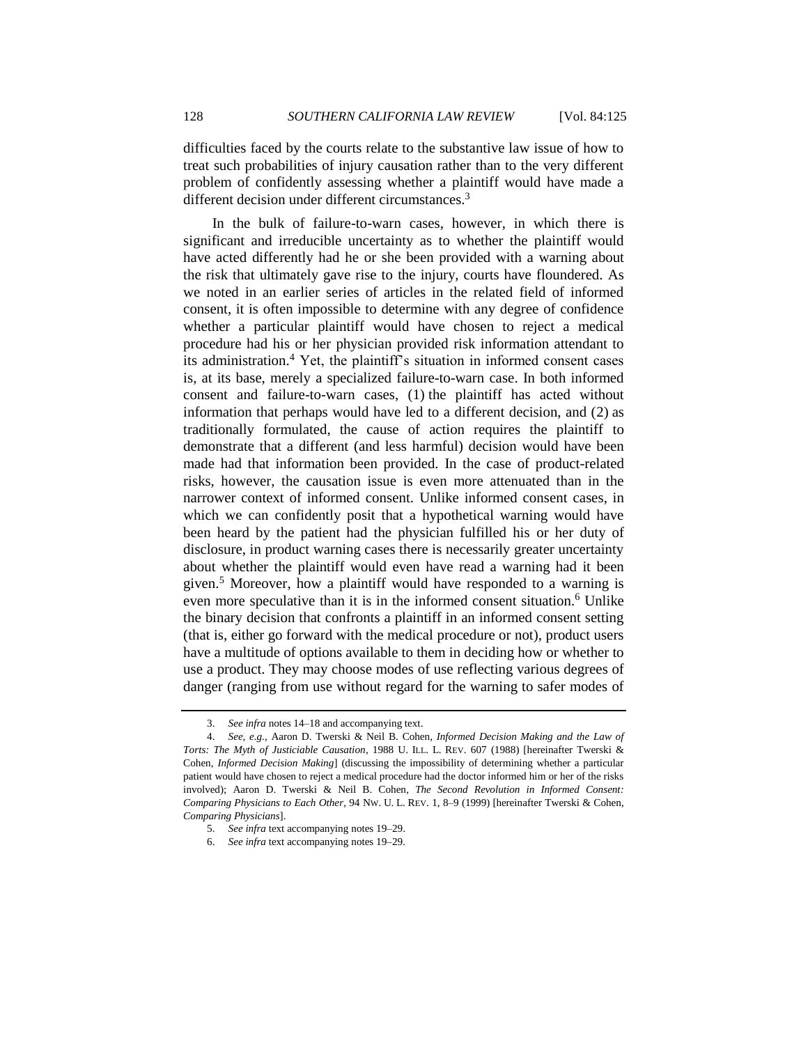difficulties faced by the courts relate to the substantive law issue of how to treat such probabilities of injury causation rather than to the very different problem of confidently assessing whether a plaintiff would have made a different decision under different circumstances.[3]

In the bulk of failure-to-warn cases, however, in which there is significant and irreducible uncertainty as to whether the plaintiff would have acted differently had he or she been provided with a warning about the risk that ultimately gave rise to the injury, courts have floundered. As we noted in an earlier series of articles in the related field of informed consent, it is often impossible to determine with any degree of confidence whether a particular plaintiff would have chosen to reject a medical procedure had his or her physician provided risk information attendant to its administration.[4] Yet, the plaintiff's situation in informed consent cases is, at its base, merely a specialized failure-to-warn case. In both informed consent and failure-to-warn cases, (1) the plaintiff has acted without information that perhaps would have led to a different decision, and (2) as traditionally formulated, the cause of action requires the plaintiff to demonstrate that a different (and less harmful) decision would have been made had that information been provided. In the case of product-related risks, however, the causation issue is even more attenuated than in the narrower context of informed consent. Unlike informed consent cases, in which we can confidently posit that a hypothetical warning would have been heard by the patient had the physician fulfilled his or her duty of disclosure, in product warning cases there is necessarily greater uncertainty about whether the plaintiff would even have read a warning had it been given.[5] Moreover, how a plaintiff would have responded to a warning is even more speculative than it is in the informed consent situation.[6] Unlike the binary decision that confronts a plaintiff in an informed consent setting (that is, either go forward with the medical procedure or not), product users have a multitude of options available to them in deciding how or whether to use a product. They may choose modes of use reflecting various degrees of danger (ranging from use without regard for the warning to safer modes of

---

3. *See infra* notes 14–18 and accompanying text.

4. *See, e.g.*, Aaron D. Twerski & Neil B. Cohen, *Informed Decision Making and the Law of Torts: The Myth of Justiciable Causation*, 1988 U. ILL. L. REV. 607 (1988) [hereinafter Twerski & Cohen, *Informed Decision Making*] (discussing the impossibility of determining whether a particular patient would have chosen to reject a medical procedure had the doctor informed him or her of the risks involved); Aaron D. Twerski & Neil B. Cohen, *The Second Revolution in Informed Consent: Comparing Physicians to Each Other*, 94 NW. U. L. REV. 1, 8–9 (1999) [hereinafter Twerski & Cohen, *Comparing Physicians*].

5. *See infra* text accompanying notes 19–29.

6. *See infra* text accompanying notes 19–29.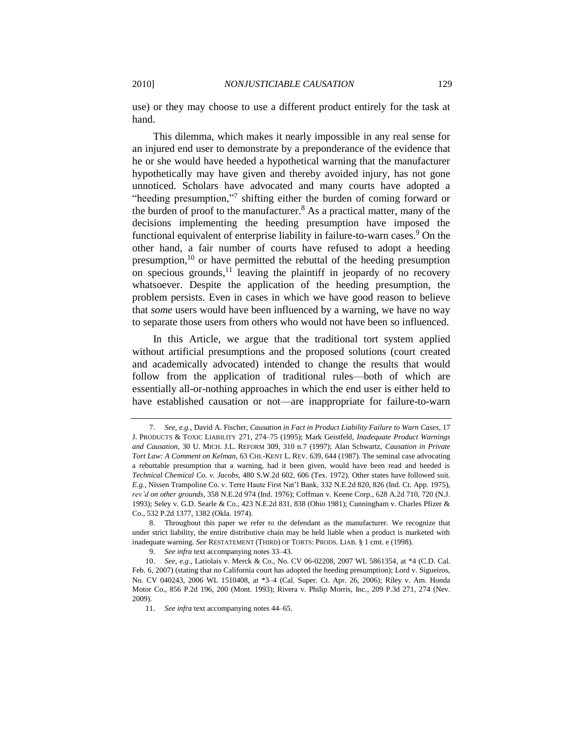use) or they may choose to use a different product entirely for the task at hand.

This dilemma, which makes it nearly impossible in any real sense for an injured end user to demonstrate by a preponderance of the evidence that he or she would have heeded a hypothetical warning that the manufacturer hypothetically may have given and thereby avoided injury, has not gone unnoticed. Scholars have advocated and many courts have adopted a "heeding presumption,"[7] shifting either the burden of coming forward or the burden of proof to the manufacturer.[8] As a practical matter, many of the decisions implementing the heeding presumption have imposed the functional equivalent of enterprise liability in failure-to-warn cases.[9] On the other hand, a fair number of courts have refused to adopt a heeding presumption,[10] or have permitted the rebuttal of the heeding presumption on specious grounds,[11] leaving the plaintiff in jeopardy of no recovery whatsoever. Despite the application of the heeding presumption, the problem persists. Even in cases in which we have good reason to believe that *some* users would have been influenced by a warning, we have no way to separate those users from others who would not have been so influenced.

In this Article, we argue that the traditional tort system applied without artificial presumptions and the proposed solutions (court created and academically advocated) intended to change the results that would follow from the application of traditional rules—both of which are essentially all-or-nothing approaches in which the end user is either held to have established causation or not—are inappropriate for failure-to-warn

---

7. *See, e.g.*, David A. Fischer, *Causation in Fact in Product Liability Failure to Warn Cases*, 17 J. PRODUCTS & TOXIC LIABILITY 271, 274–75 (1995); Mark Geistfeld, *Inadequate Product Warnings and Causation*, 30 U. MICH. J.L. REFORM 309, 310 n.7 (1997); Alan Schwartz, *Causation in Private Tort Law: A Comment on Kelman*, 63 CHI.-KENT L. REV. 639, 644 (1987). The seminal case advocating a rebuttable presumption that a warning, had it been given, would have been read and heeded is *Technical Chemical Co. v. Jacobs*, 480 S.W.2d 602, 606 (Tex. 1972). Other states have followed suit. *E.g.*, Nissen Trampoline Co. v. Terre Haute First Nat'l Bank, 332 N.E.2d 820, 826 (Ind. Ct. App. 1975), *rev'd on other grounds*, 358 N.E.2d 974 (Ind. 1976); Coffman v. Keene Corp., 628 A.2d 710, 720 (N.J. 1993); Seley v. G.D. Searle & Co., 423 N.E.2d 831, 838 (Ohio 1981); Cunningham v. Charles Pfizer & Co., 532 P.2d 1377, 1382 (Okla. 1974).

8. Throughout this paper we refer to the defendant as the manufacturer. We recognize that under strict liability, the entire distributive chain may be held liable when a product is marketed with inadequate warning. *See* RESTATEMENT (THIRD) OF TORTS: PRODS. LIAB. § 1 cmt. e (1998).

9. *See infra* text accompanying notes 33–43.

10. *See, e.g.*, Latiolais v. Merck & Co., No. CV 06-02208, 2007 WL 5861354, at *4 (C.D. Cal. Feb. 6, 2007) (stating that no California court has adopted the heeding presumption); Lord v. Sigueiros, No. CV 040243, 2006 WL 1510408, at *3–4 (Cal. Super. Ct. Apr. 26, 2006); Riley v. Am. Honda Motor Co., 856 P.2d 196, 200 (Mont. 1993); Rivera v. Philip Morris, Inc., 209 P.3d 271, 274 (Nev. 2009).

11. *See infra* text accompanying notes 44–65.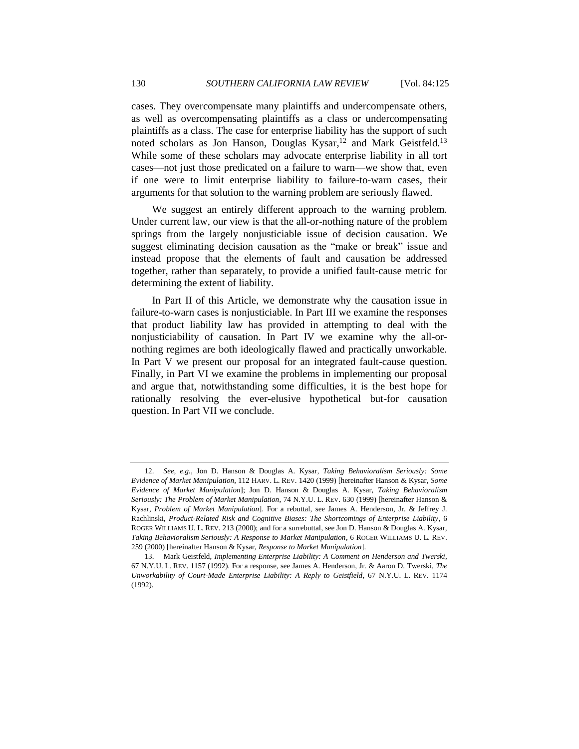cases. They overcompensate many plaintiffs and undercompensate others, as well as overcompensating plaintiffs as a class or undercompensating plaintiffs as a class. The case for enterprise liability has the support of such noted scholars as Jon Hanson, Douglas Kysar,[12] and Mark Geistfeld.[13] While some of these scholars may advocate enterprise liability in all tort cases—not just those predicated on a failure to warn—we show that, even if one were to limit enterprise liability to failure-to-warn cases, their arguments for that solution to the warning problem are seriously flawed.

We suggest an entirely different approach to the warning problem. Under current law, our view is that the all-or-nothing nature of the problem springs from the largely nonjusticiable issue of decision causation. We suggest eliminating decision causation as the "make or break" issue and instead propose that the elements of fault and causation be addressed together, rather than separately, to provide a unified fault-cause metric for determining the extent of liability.

In Part II of this Article, we demonstrate why the causation issue in failure-to-warn cases is nonjusticiable. In Part III we examine the responses that product liability law has provided in attempting to deal with the nonjusticiability of causation. In Part IV we examine why the all-or-nothing regimes are both ideologically flawed and practically unworkable. In Part V we present our proposal for an integrated fault-cause question. Finally, in Part VI we examine the problems in implementing our proposal and argue that, notwithstanding some difficulties, it is the best hope for rationally resolving the ever-elusive hypothetical but-for causation question. In Part VII we conclude.

---

12. *See, e.g.*, Jon D. Hanson & Douglas A. Kysar, *Taking Behavioralism Seriously: Some Evidence of Market Manipulation*, 112 HARV. L. REV. 1420 (1999) [hereinafter Hanson & Kysar, *Some Evidence of Market Manipulation*]; Jon D. Hanson & Douglas A. Kysar, *Taking Behavioralism Seriously: The Problem of Market Manipulation*, 74 N.Y.U. L. REV. 630 (1999) [hereinafter Hanson & Kysar, *Problem of Market Manipulation*]. For a rebuttal, see James A. Henderson, Jr. & Jeffrey J. Rachlinski, *Product-Related Risk and Cognitive Biases: The Shortcomings of Enterprise Liability*, 6 ROGER WILLIAMS U. L. REV. 213 (2000); and for a surrebuttal, see Jon D. Hanson & Douglas A. Kysar, *Taking Behavioralism Seriously: A Response to Market Manipulation*, 6 ROGER WILLIAMS U. L. REV. 259 (2000) [hereinafter Hanson & Kysar, *Response to Market Manipulation*].

13. Mark Geistfeld, *Implementing Enterprise Liability: A Comment on Henderson and Twerski*, 67 N.Y.U. L. REV. 1157 (1992). For a response, see James A. Henderson, Jr. & Aaron D. Twerski, *The Unworkability of Court-Made Enterprise Liability: A Reply to Geistfeld*, 67 N.Y.U. L. REV. 1174 (1992).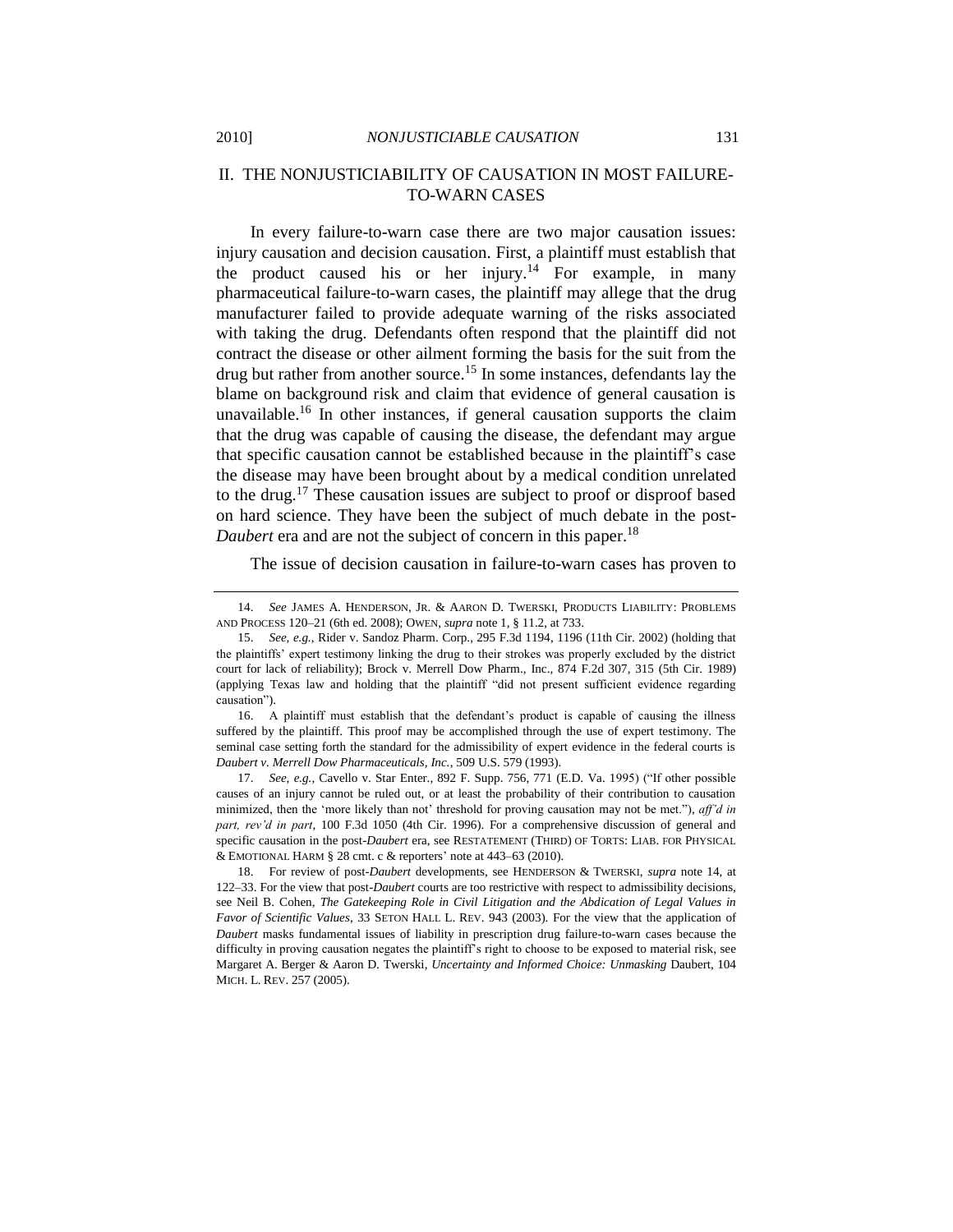## II. THE NONJUSTICIABILITY OF CAUSATION IN MOST FAILURE-TO-WARN CASES

In every failure-to-warn case there are two major causation issues: injury causation and decision causation. First, a plaintiff must establish that the product caused his or her injury.[14] For example, in many pharmaceutical failure-to-warn cases, the plaintiff may allege that the drug manufacturer failed to provide adequate warning of the risks associated with taking the drug. Defendants often respond that the plaintiff did not contract the disease or other ailment forming the basis for the suit from the drug but rather from another source.[15] In some instances, defendants lay the blame on background risk and claim that evidence of general causation is unavailable.[16] In other instances, if general causation supports the claim that the drug was capable of causing the disease, the defendant may argue that specific causation cannot be established because in the plaintiff's case the disease may have been brought about by a medical condition unrelated to the drug.[17] These causation issues are subject to proof or disproof based on hard science. They have been the subject of much debate in the post-*Daubert* era and are not the subject of concern in this paper.[18]

The issue of decision causation in failure-to-warn cases has proven to

---

14. *See* JAMES A. HENDERSON, JR. & AARON D. TWERSKI, PRODUCTS LIABILITY: PROBLEMS AND PROCESS 120–21 (6th ed. 2008); OWEN, *supra* note 1, § 11.2, at 733.

15. *See, e.g.*, Rider v. Sandoz Pharm. Corp., 295 F.3d 1194, 1196 (11th Cir. 2002) (holding that the plaintiffs' expert testimony linking the drug to their strokes was properly excluded by the district court for lack of reliability); Brock v. Merrell Dow Pharm., Inc., 874 F.2d 307, 315 (5th Cir. 1989) (applying Texas law and holding that the plaintiff "did not present sufficient evidence regarding causation").

16. A plaintiff must establish that the defendant's product is capable of causing the illness suffered by the plaintiff. This proof may be accomplished through the use of expert testimony. The seminal case setting forth the standard for the admissibility of expert evidence in the federal courts is *Daubert v. Merrell Dow Pharmaceuticals, Inc.*, 509 U.S. 579 (1993).

17. *See, e.g.*, Cavello v. Star Enter., 892 F. Supp. 756, 771 (E.D. Va. 1995) ("If other possible causes of an injury cannot be ruled out, or at least the probability of their contribution to causation minimized, then the 'more likely than not' threshold for proving causation may not be met."), *aff'd in part, rev'd in part*, 100 F.3d 1050 (4th Cir. 1996). For a comprehensive discussion of general and specific causation in the post-*Daubert* era, see RESTATEMENT (THIRD) OF TORTS: LIAB. FOR PHYSICAL & EMOTIONAL HARM § 28 cmt. c & reporters' note at 443–63 (2010).

18. For review of post-*Daubert* developments, see HENDERSON & TWERSKI, *supra* note 14, at 122–33. For the view that post-*Daubert* courts are too restrictive with respect to admissibility decisions, see Neil B. Cohen, *The Gatekeeping Role in Civil Litigation and the Abdication of Legal Values in Favor of Scientific Values*, 33 SETON HALL L. REV. 943 (2003). For the view that the application of *Daubert* masks fundamental issues of liability in prescription drug failure-to-warn cases because the difficulty in proving causation negates the plaintiff's right to choose to be exposed to material risk, see Margaret A. Berger & Aaron D. Twerski, *Uncertainty and Informed Choice: Unmasking* Daubert, 104 MICH. L. REV. 257 (2005).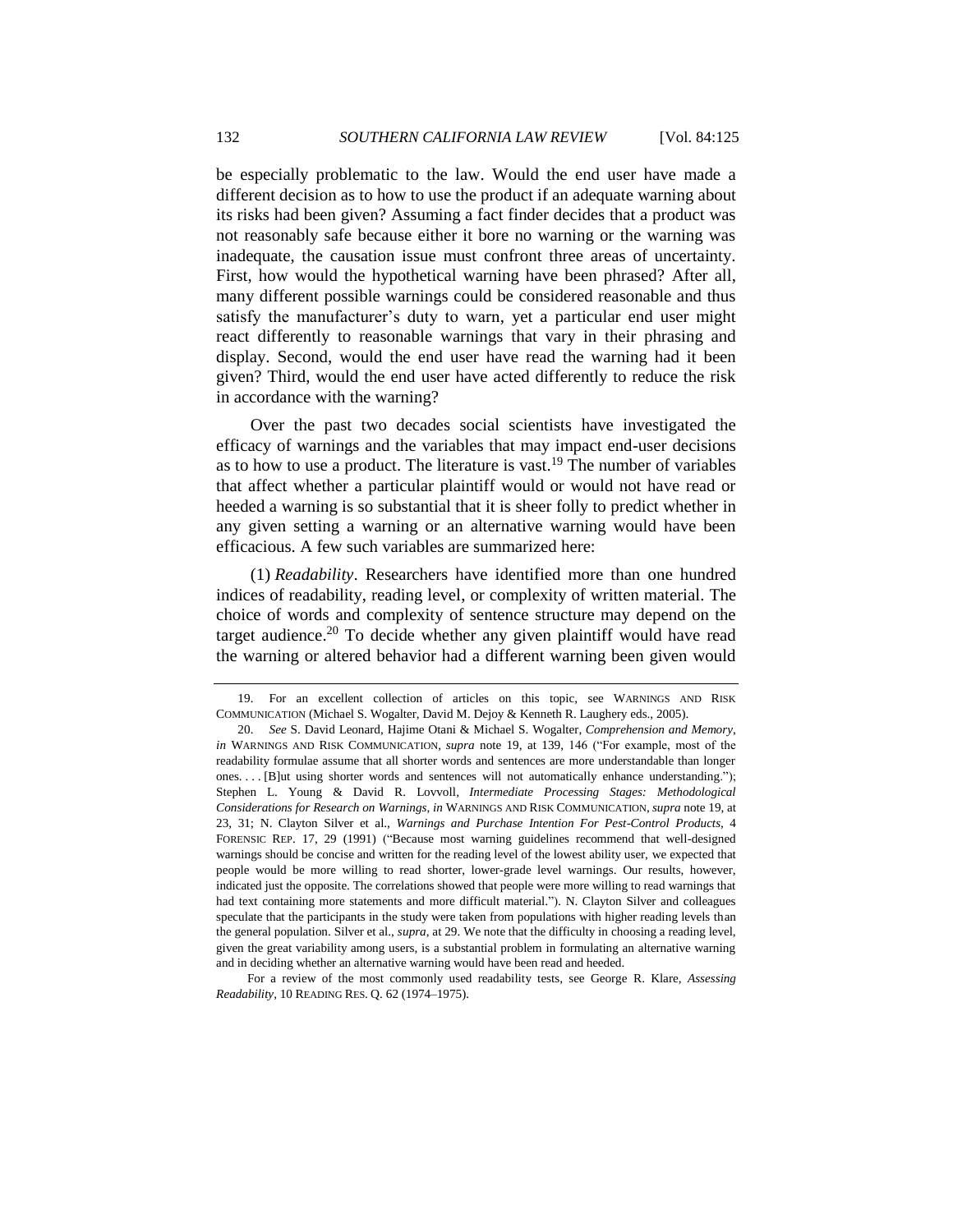be especially problematic to the law. Would the end user have made a different decision as to how to use the product if an adequate warning about its risks had been given? Assuming a fact finder decides that a product was not reasonably safe because either it bore no warning or the warning was inadequate, the causation issue must confront three areas of uncertainty. First, how would the hypothetical warning have been phrased? After all, many different possible warnings could be considered reasonable and thus satisfy the manufacturer's duty to warn, yet a particular end user might react differently to reasonable warnings that vary in their phrasing and display. Second, would the end user have read the warning had it been given? Third, would the end user have acted differently to reduce the risk in accordance with the warning?

Over the past two decades social scientists have investigated the efficacy of warnings and the variables that may impact end-user decisions as to how to use a product. The literature is vast.[19] The number of variables that affect whether a particular plaintiff would or would not have read or heeded a warning is so substantial that it is sheer folly to predict whether in any given setting a warning or an alternative warning would have been efficacious. A few such variables are summarized here:

(1) *Readability*. Researchers have identified more than one hundred indices of readability, reading level, or complexity of written material. The choice of words and complexity of sentence structure may depend on the target audience.[20] To decide whether any given plaintiff would have read the warning or altered behavior had a different warning been given would

---

19. For an excellent collection of articles on this topic, see WARNINGS AND RISK COMMUNICATION (Michael S. Wogalter, David M. Dejoy & Kenneth R. Laughery eds., 2005).

20. *See* S. David Leonard, Hajime Otani & Michael S. Wogalter, *Comprehension and Memory*, *in* WARNINGS AND RISK COMMUNICATION, *supra* note 19, at 139, 146 ("For example, most of the readability formulae assume that all shorter words and sentences are more understandable than longer ones. . . . [B]ut using shorter words and sentences will not automatically enhance understanding."); Stephen L. Young & David R. Lovvoll, *Intermediate Processing Stages: Methodological Considerations for Research on Warnings*, *in* WARNINGS AND RISK COMMUNICATION, *supra* note 19, at 23, 31; N. Clayton Silver et al., *Warnings and Purchase Intention For Pest-Control Products*, 4 FORENSIC REP. 17, 29 (1991) ("Because most warning guidelines recommend that well-designed warnings should be concise and written for the reading level of the lowest ability user, we expected that people would be more willing to read shorter, lower-grade level warnings. Our results, however, indicated just the opposite. The correlations showed that people were more willing to read warnings that had text containing more statements and more difficult material."). N. Clayton Silver and colleagues speculate that the participants in the study were taken from populations with higher reading levels than the general population. Silver et al., *supra*, at 29. We note that the difficulty in choosing a reading level, given the great variability among users, is a substantial problem in formulating an alternative warning and in deciding whether an alternative warning would have been read and heeded.

For a review of the most commonly used readability tests, see George R. Klare, *Assessing Readability*, 10 READING RES. Q. 62 (1974–1975).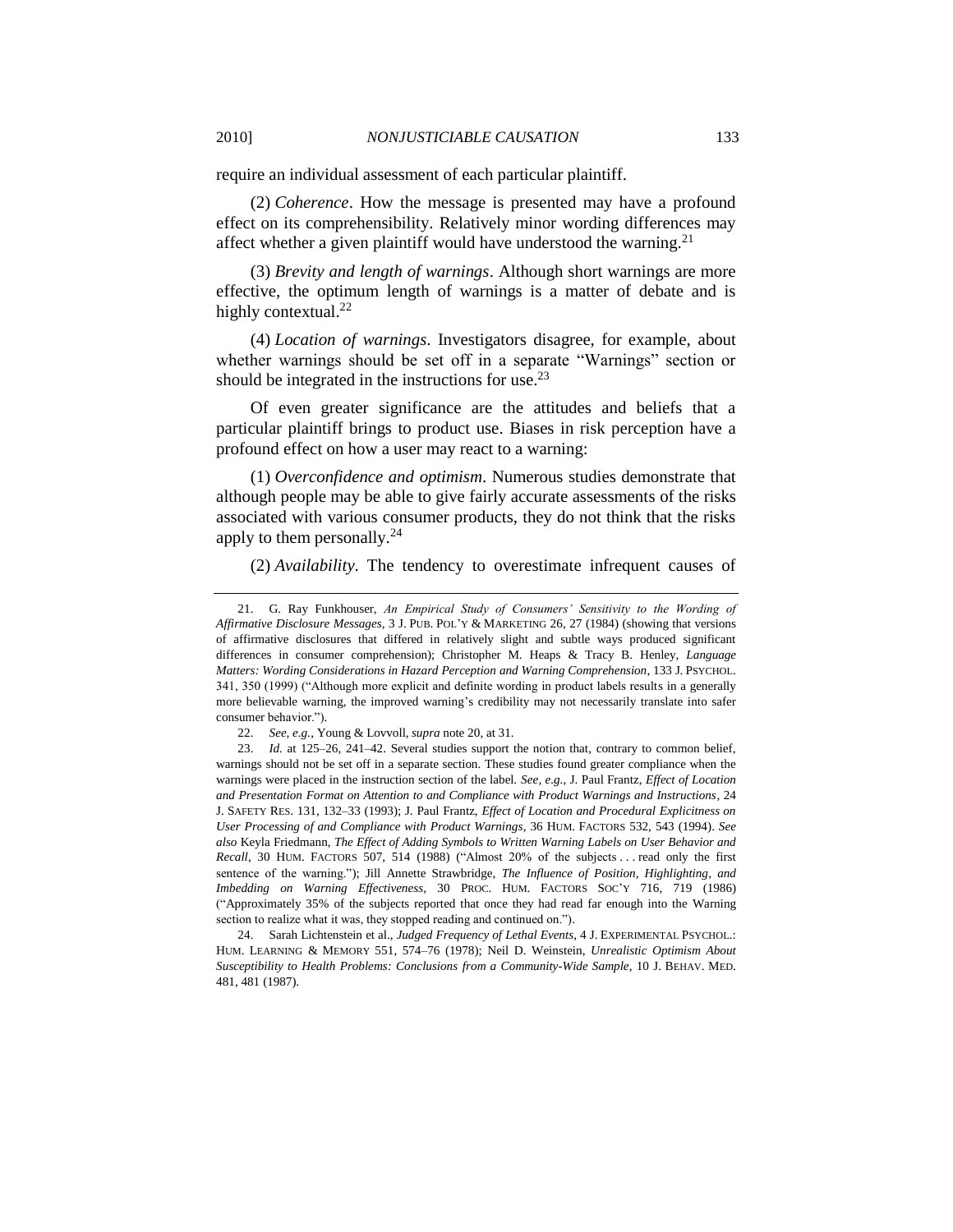require an individual assessment of each particular plaintiff.

(2) *Coherence*. How the message is presented may have a profound effect on its comprehensibility. Relatively minor wording differences may affect whether a given plaintiff would have understood the warning.[21]

(3) *Brevity and length of warnings*. Although short warnings are more effective, the optimum length of warnings is a matter of debate and is highly contextual.[22]

(4) *Location of warnings*. Investigators disagree, for example, about whether warnings should be set off in a separate "Warnings" section or should be integrated in the instructions for use.[23]

Of even greater significance are the attitudes and beliefs that a particular plaintiff brings to product use. Biases in risk perception have a profound effect on how a user may react to a warning:

(1) *Overconfidence and optimism*. Numerous studies demonstrate that although people may be able to give fairly accurate assessments of the risks associated with various consumer products, they do not think that the risks apply to them personally.[24]

(2) *Availability*. The tendency to overestimate infrequent causes of

---

21. G. Ray Funkhouser, *An Empirical Study of Consumers' Sensitivity to the Wording of Affirmative Disclosure Messages*, 3 J. PUB. POL'Y & MARKETING 26, 27 (1984) (showing that versions of affirmative disclosures that differed in relatively slight and subtle ways produced significant differences in consumer comprehension); Christopher M. Heaps & Tracy B. Henley, *Language Matters: Wording Considerations in Hazard Perception and Warning Comprehension*, 133 J. PSYCHOL. 341, 350 (1999) ("Although more explicit and definite wording in product labels results in a generally more believable warning, the improved warning's credibility may not necessarily translate into safer consumer behavior.").

22. *See, e.g.*, Young & Lovvoll, *supra* note 20, at 31.

23. *Id.* at 125–26, 241–42. Several studies support the notion that, contrary to common belief, warnings should not be set off in a separate section. These studies found greater compliance when the warnings were placed in the instruction section of the label. *See, e.g.*, J. Paul Frantz, *Effect of Location and Presentation Format on Attention to and Compliance with Product Warnings and Instructions*, 24 J. SAFETY RES. 131, 132–33 (1993); J. Paul Frantz, *Effect of Location and Procedural Explicitness on User Processing of and Compliance with Product Warnings*, 36 HUM. FACTORS 532, 543 (1994). *See also* Keyla Friedmann, *The Effect of Adding Symbols to Written Warning Labels on User Behavior and Recall*, 30 HUM. FACTORS 507, 514 (1988) ("Almost 20% of the subjects . . . read only the first sentence of the warning."); Jill Annette Strawbridge, *The Influence of Position, Highlighting, and Imbedding on Warning Effectiveness*, 30 PROC. HUM. FACTORS SOC'Y 716, 719 (1986) ("Approximately 35% of the subjects reported that once they had read far enough into the Warning section to realize what it was, they stopped reading and continued on.").

24. Sarah Lichtenstein et al., *Judged Frequency of Lethal Events*, 4 J. EXPERIMENTAL PSYCHOL.: HUM. LEARNING & MEMORY 551, 574–76 (1978); Neil D. Weinstein, *Unrealistic Optimism About Susceptibility to Health Problems: Conclusions from a Community-Wide Sample*, 10 J. BEHAV. MED. 481, 481 (1987).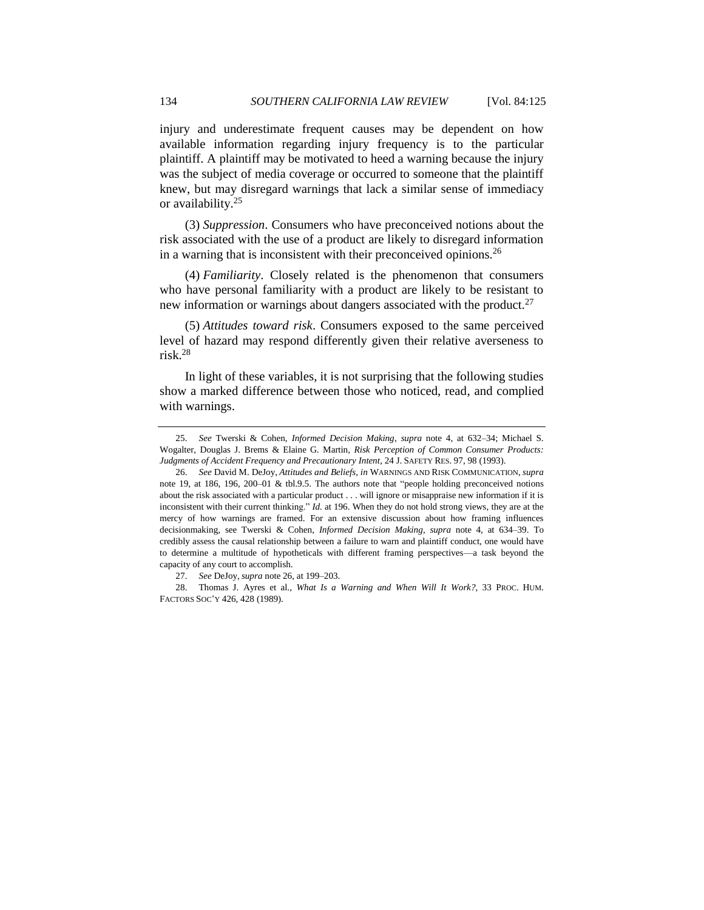injury and underestimate frequent causes may be dependent on how available information regarding injury frequency is to the particular plaintiff. A plaintiff may be motivated to heed a warning because the injury was the subject of media coverage or occurred to someone that the plaintiff knew, but may disregard warnings that lack a similar sense of immediacy or availability.[25]

(3) *Suppression*. Consumers who have preconceived notions about the risk associated with the use of a product are likely to disregard information in a warning that is inconsistent with their preconceived opinions.[26]

(4) *Familiarity*. Closely related is the phenomenon that consumers who have personal familiarity with a product are likely to be resistant to new information or warnings about dangers associated with the product.[27]

(5) *Attitudes toward risk*. Consumers exposed to the same perceived level of hazard may respond differently given their relative averseness to risk.[28]

In light of these variables, it is not surprising that the following studies show a marked difference between those who noticed, read, and complied with warnings.

---

25. *See* Twerski & Cohen, *Informed Decision Making*, *supra* note 4, at 632–34; Michael S. Wogalter, Douglas J. Brems & Elaine G. Martin, *Risk Perception of Common Consumer Products: Judgments of Accident Frequency and Precautionary Intent*, 24 J. SAFETY RES. 97, 98 (1993).

26. *See* David M. DeJoy, *Attitudes and Beliefs*, *in* WARNINGS AND RISK COMMUNICATION, *supra* note 19, at 186, 196, 200–01 & tbl.9.5. The authors note that "people holding preconceived notions about the risk associated with a particular product . . . will ignore or misappraise new information if it is inconsistent with their current thinking." *Id.* at 196. When they do not hold strong views, they are at the mercy of how warnings are framed. For an extensive discussion about how framing influences decisionmaking, see Twerski & Cohen, *Informed Decision Making*, *supra* note 4, at 634–39. To credibly assess the causal relationship between a failure to warn and plaintiff conduct, one would have to determine a multitude of hypotheticals with different framing perspectives—a task beyond the capacity of any court to accomplish.

27. *See* DeJoy, *supra* note 26, at 199–203.

28. Thomas J. Ayres et al., *What Is a Warning and When Will It Work?*, 33 PROC. HUM. FACTORS SOC'Y 426, 428 (1989).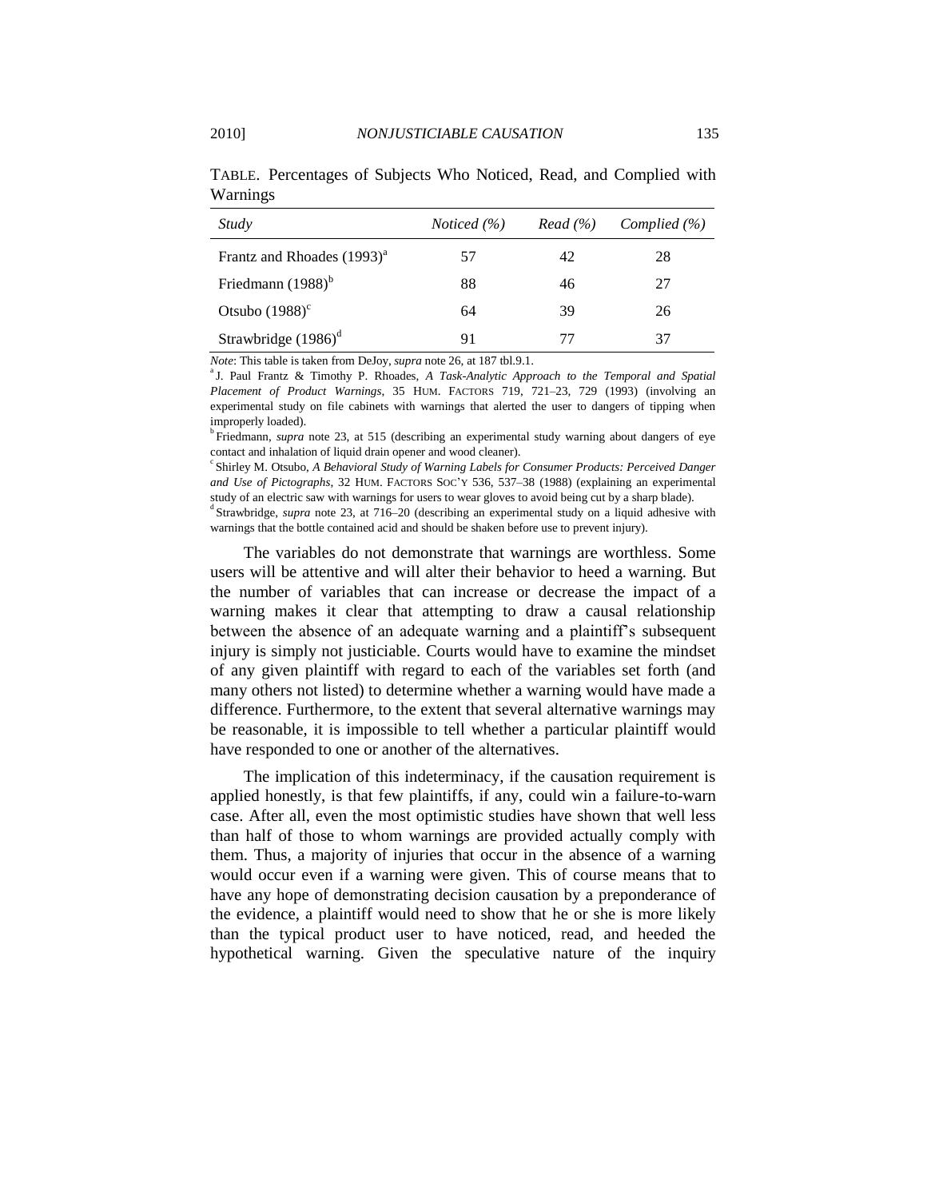TABLE. Percentages of Subjects Who Noticed, Read, and Complied with Warnings

| *Study* | *Noticed (%)* | *Read (%)* | *Complied (%)* |
|---|---|---|---|
| Frantz and Rhoades (1993)[a] | 57 | 42 | 28 |
| Friedmann (1988)[b] | 88 | 46 | 27 |
| Otsubo (1988)[c] | 64 | 39 | 26 |
| Strawbridge (1986)[d] | 91 | 77 | 37 |

*Note*: This table is taken from DeJoy, *supra* note 26, at 187 tbl.9.1.

[a] J. Paul Frantz & Timothy P. Rhoades, *A Task-Analytic Approach to the Temporal and Spatial Placement of Product Warnings*, 35 HUM. FACTORS 719, 721–23, 729 (1993) (involving an experimental study on file cabinets with warnings that alerted the user to dangers of tipping when improperly loaded).

[b] Friedmann, *supra* note 23, at 515 (describing an experimental study warning about dangers of eye contact and inhalation of liquid drain opener and wood cleaner).

[c] Shirley M. Otsubo, *A Behavioral Study of Warning Labels for Consumer Products: Perceived Danger and Use of Pictographs*, 32 HUM. FACTORS SOC'Y 536, 537–38 (1988) (explaining an experimental study of an electric saw with warnings for users to wear gloves to avoid being cut by a sharp blade).

[d] Strawbridge, *supra* note 23, at 716–20 (describing an experimental study on a liquid adhesive with warnings that the bottle contained acid and should be shaken before use to prevent injury).

The variables do not demonstrate that warnings are worthless. Some users will be attentive and will alter their behavior to heed a warning. But the number of variables that can increase or decrease the impact of a warning makes it clear that attempting to draw a causal relationship between the absence of an adequate warning and a plaintiff's subsequent injury is simply not justiciable. Courts would have to examine the mindset of any given plaintiff with regard to each of the variables set forth (and many others not listed) to determine whether a warning would have made a difference. Furthermore, to the extent that several alternative warnings may be reasonable, it is impossible to tell whether a particular plaintiff would have responded to one or another of the alternatives.

The implication of this indeterminacy, if the causation requirement is applied honestly, is that few plaintiffs, if any, could win a failure-to-warn case. After all, even the most optimistic studies have shown that well less than half of those to whom warnings are provided actually comply with them. Thus, a majority of injuries that occur in the absence of a warning would occur even if a warning were given. This of course means that to have any hope of demonstrating decision causation by a preponderance of the evidence, a plaintiff would need to show that he or she is more likely than the typical product user to have noticed, read, and heeded the hypothetical warning. Given the speculative nature of the inquiry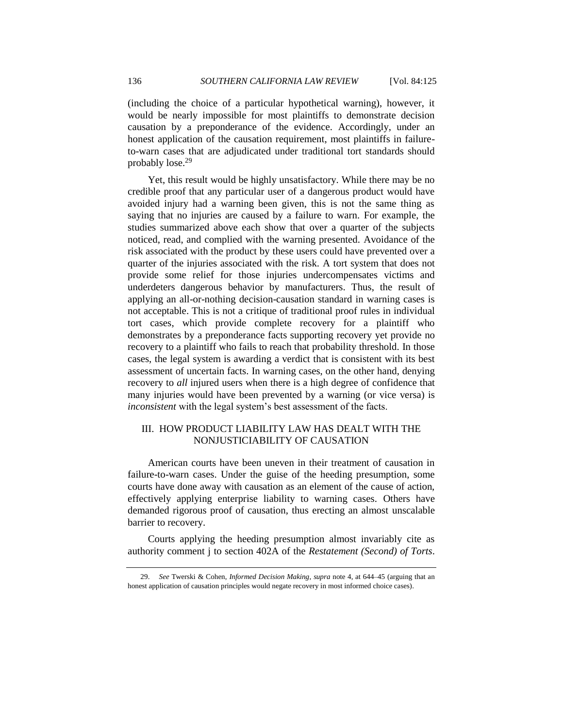(including the choice of a particular hypothetical warning), however, it would be nearly impossible for most plaintiffs to demonstrate decision causation by a preponderance of the evidence. Accordingly, under an honest application of the causation requirement, most plaintiffs in failure-to-warn cases that are adjudicated under traditional tort standards should probably lose.[29]

Yet, this result would be highly unsatisfactory. While there may be no credible proof that any particular user of a dangerous product would have avoided injury had a warning been given, this is not the same thing as saying that no injuries are caused by a failure to warn. For example, the studies summarized above each show that over a quarter of the subjects noticed, read, and complied with the warning presented. Avoidance of the risk associated with the product by these users could have prevented over a quarter of the injuries associated with the risk. A tort system that does not provide some relief for those injuries undercompensates victims and underdeters dangerous behavior by manufacturers. Thus, the result of applying an all-or-nothing decision-causation standard in warning cases is not acceptable. This is not a critique of traditional proof rules in individual tort cases, which provide complete recovery for a plaintiff who demonstrates by a preponderance facts supporting recovery yet provide no recovery to a plaintiff who fails to reach that probability threshold. In those cases, the legal system is awarding a verdict that is consistent with its best assessment of uncertain facts. In warning cases, on the other hand, denying recovery to *all* injured users when there is a high degree of confidence that many injuries would have been prevented by a warning (or vice versa) is *inconsistent* with the legal system's best assessment of the facts.

## III. HOW PRODUCT LIABILITY LAW HAS DEALT WITH THE NONJUSTICIABILITY OF CAUSATION

American courts have been uneven in their treatment of causation in failure-to-warn cases. Under the guise of the heeding presumption, some courts have done away with causation as an element of the cause of action, effectively applying enterprise liability to warning cases. Others have demanded rigorous proof of causation, thus erecting an almost unscalable barrier to recovery.

Courts applying the heeding presumption almost invariably cite as authority comment j to section 402A of the *Restatement (Second) of Torts*.

---

29. *See* Twerski & Cohen, *Informed Decision Making*, *supra* note 4, at 644–45 (arguing that an honest application of causation principles would negate recovery in most informed choice cases).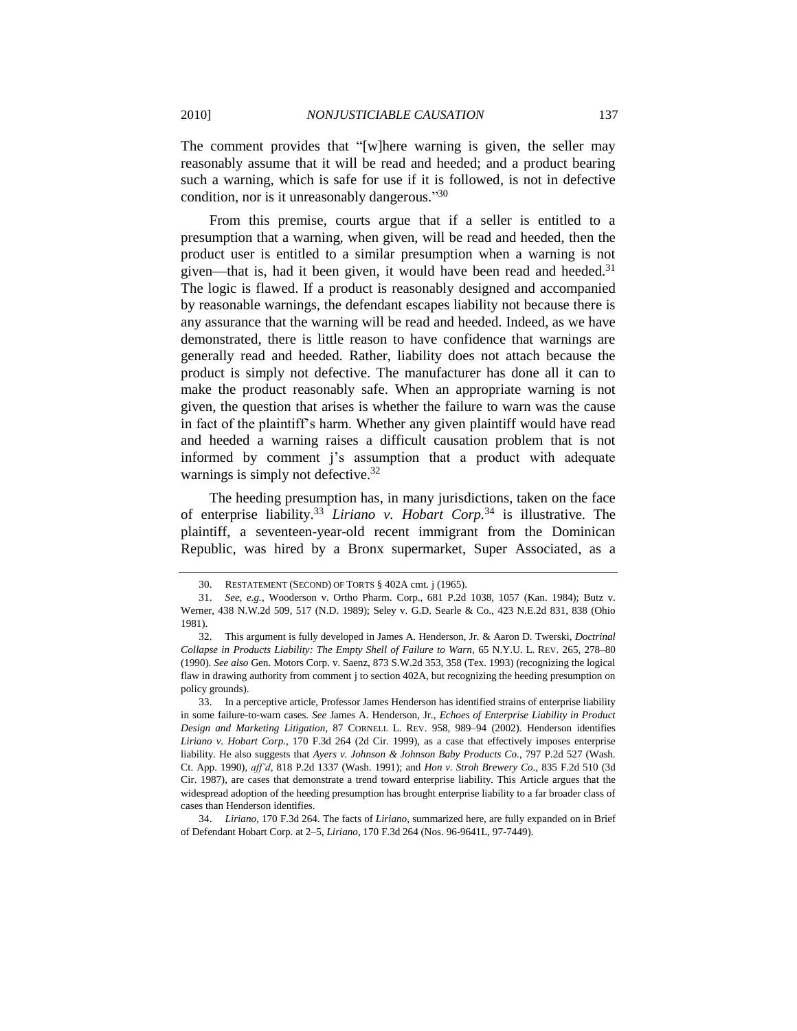The comment provides that "[w]here warning is given, the seller may reasonably assume that it will be read and heeded; and a product bearing such a warning, which is safe for use if it is followed, is not in defective condition, nor is it unreasonably dangerous."[30]

From this premise, courts argue that if a seller is entitled to a presumption that a warning, when given, will be read and heeded, then the product user is entitled to a similar presumption when a warning is not given—that is, had it been given, it would have been read and heeded.[31] The logic is flawed. If a product is reasonably designed and accompanied by reasonable warnings, the defendant escapes liability not because there is any assurance that the warning will be read and heeded. Indeed, as we have demonstrated, there is little reason to have confidence that warnings are generally read and heeded. Rather, liability does not attach because the product is simply not defective. The manufacturer has done all it can to make the product reasonably safe. When an appropriate warning is not given, the question that arises is whether the failure to warn was the cause in fact of the plaintiff's harm. Whether any given plaintiff would have read and heeded a warning raises a difficult causation problem that is not informed by comment j's assumption that a product with adequate warnings is simply not defective.[32]

The heeding presumption has, in many jurisdictions, taken on the face of enterprise liability.[33] *Liriano v. Hobart Corp.*[34] is illustrative. The plaintiff, a seventeen-year-old recent immigrant from the Dominican Republic, was hired by a Bronx supermarket, Super Associated, as a

---

30. RESTATEMENT (SECOND) OF TORTS § 402A cmt. j (1965).

31. *See, e.g.*, Wooderson v. Ortho Pharm. Corp., 681 P.2d 1038, 1057 (Kan. 1984); Butz v. Werner, 438 N.W.2d 509, 517 (N.D. 1989); Seley v. G.D. Searle & Co., 423 N.E.2d 831, 838 (Ohio 1981).

32. This argument is fully developed in James A. Henderson, Jr. & Aaron D. Twerski, *Doctrinal Collapse in Products Liability: The Empty Shell of Failure to Warn*, 65 N.Y.U. L. REV. 265, 278–80 (1990). *See also* Gen. Motors Corp. v. Saenz, 873 S.W.2d 353, 358 (Tex. 1993) (recognizing the logical flaw in drawing authority from comment j to section 402A, but recognizing the heeding presumption on policy grounds).

33. In a perceptive article, Professor James Henderson has identified strains of enterprise liability in some failure-to-warn cases. *See* James A. Henderson, Jr., *Echoes of Enterprise Liability in Product Design and Marketing Litigation*, 87 CORNELL L. REV. 958, 989–94 (2002). Henderson identifies *Liriano v. Hobart Corp.*, 170 F.3d 264 (2d Cir. 1999), as a case that effectively imposes enterprise liability. He also suggests that *Ayers v. Johnson & Johnson Baby Products Co.*, 797 P.2d 527 (Wash. Ct. App. 1990), *aff'd*, 818 P.2d 1337 (Wash. 1991); and *Hon v. Stroh Brewery Co.*, 835 F.2d 510 (3d Cir. 1987), are cases that demonstrate a trend toward enterprise liability. This Article argues that the widespread adoption of the heeding presumption has brought enterprise liability to a far broader class of cases than Henderson identifies.

34. *Liriano*, 170 F.3d 264. The facts of *Liriano*, summarized here, are fully expanded on in Brief of Defendant Hobart Corp. at 2–5, *Liriano*, 170 F.3d 264 (Nos. 96-9641L, 97-7449).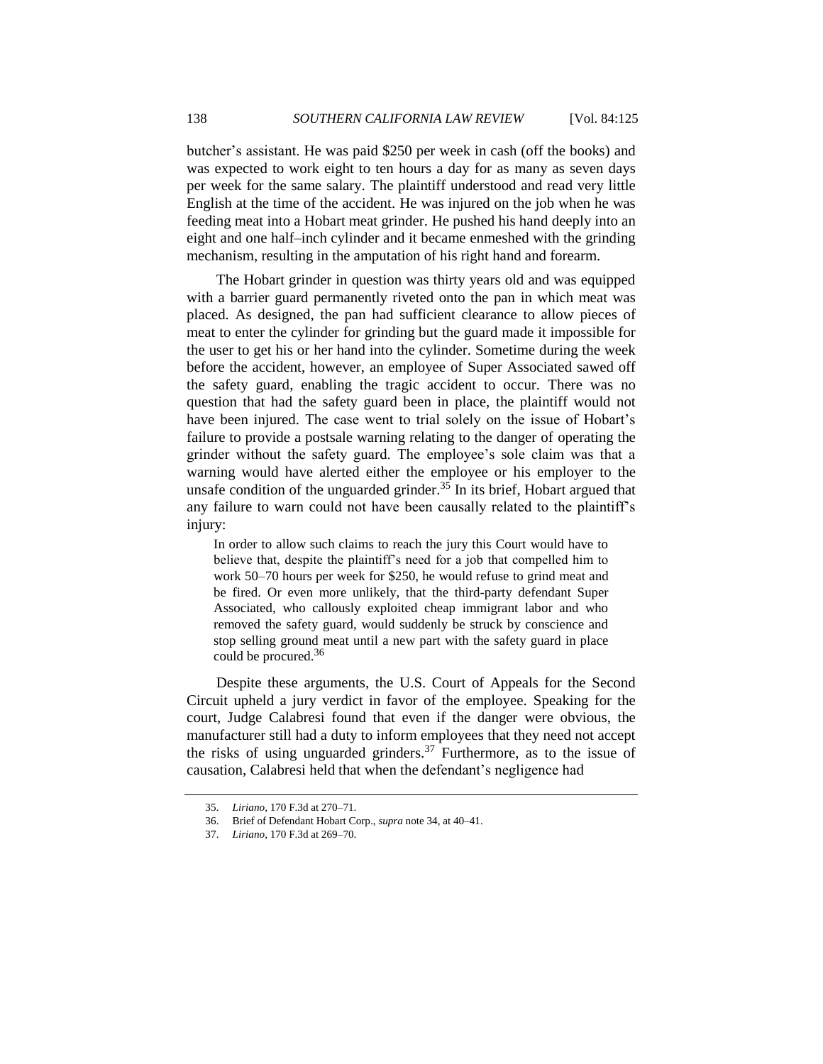butcher's assistant. He was paid $250 per week in cash (off the books) and was expected to work eight to ten hours a day for as many as seven days per week for the same salary. The plaintiff understood and read very little English at the time of the accident. He was injured on the job when he was feeding meat into a Hobart meat grinder. He pushed his hand deeply into an eight and one half–inch cylinder and it became enmeshed with the grinding mechanism, resulting in the amputation of his right hand and forearm.

The Hobart grinder in question was thirty years old and was equipped with a barrier guard permanently riveted onto the pan in which meat was placed. As designed, the pan had sufficient clearance to allow pieces of meat to enter the cylinder for grinding but the guard made it impossible for the user to get his or her hand into the cylinder. Sometime during the week before the accident, however, an employee of Super Associated sawed off the safety guard, enabling the tragic accident to occur. There was no question that had the safety guard been in place, the plaintiff would not have been injured. The case went to trial solely on the issue of Hobart's failure to provide a postsale warning relating to the danger of operating the grinder without the safety guard. The employee's sole claim was that a warning would have alerted either the employee or his employer to the unsafe condition of the unguarded grinder.[35] In its brief, Hobart argued that any failure to warn could not have been causally related to the plaintiff's injury:

> In order to allow such claims to reach the jury this Court would have to believe that, despite the plaintiff's need for a job that compelled him to work 50–70 hours per week for $250, he would refuse to grind meat and be fired. Or even more unlikely, that the third-party defendant Super Associated, who callously exploited cheap immigrant labor and who removed the safety guard, would suddenly be struck by conscience and stop selling ground meat until a new part with the safety guard in place could be procured.[36]

Despite these arguments, the U.S. Court of Appeals for the Second Circuit upheld a jury verdict in favor of the employee. Speaking for the court, Judge Calabresi found that even if the danger were obvious, the manufacturer still had a duty to inform employees that they need not accept the risks of using unguarded grinders.[37] Furthermore, as to the issue of causation, Calabresi held that when the defendant's negligence had

35. *Liriano*, 170 F.3d at 270–71.

36. Brief of Defendant Hobart Corp., *supra* note 34, at 40–41.

37. *Liriano*, 170 F.3d at 269–70.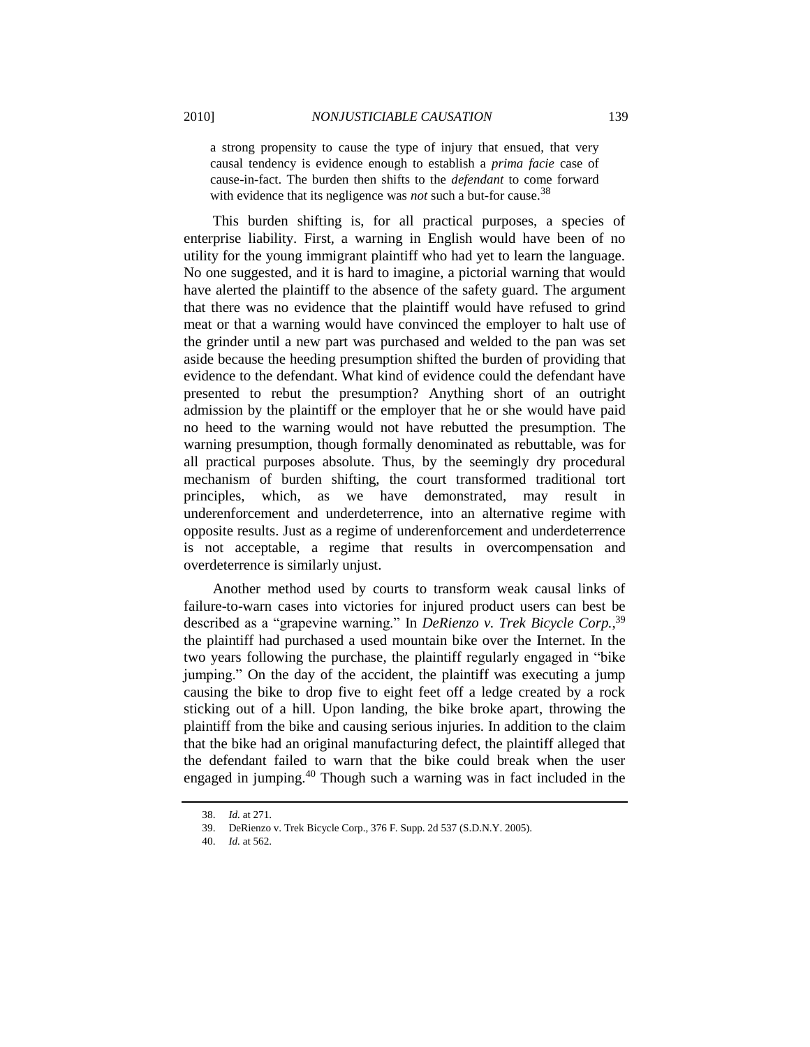> a strong propensity to cause the type of injury that ensued, that very causal tendency is evidence enough to establish a *prima facie* case of cause-in-fact. The burden then shifts to the *defendant* to come forward with evidence that its negligence was *not* such a but-for cause.[38]

This burden shifting is, for all practical purposes, a species of enterprise liability. First, a warning in English would have been of no utility for the young immigrant plaintiff who had yet to learn the language. No one suggested, and it is hard to imagine, a pictorial warning that would have alerted the plaintiff to the absence of the safety guard. The argument that there was no evidence that the plaintiff would have refused to grind meat or that a warning would have convinced the employer to halt use of the grinder until a new part was purchased and welded to the pan was set aside because the heeding presumption shifted the burden of providing that evidence to the defendant. What kind of evidence could the defendant have presented to rebut the presumption? Anything short of an outright admission by the plaintiff or the employer that he or she would have paid no heed to the warning would not have rebutted the presumption. The warning presumption, though formally denominated as rebuttable, was for all practical purposes absolute. Thus, by the seemingly dry procedural mechanism of burden shifting, the court transformed traditional tort principles, which, as we have demonstrated, may result in underenforcement and underdeterrence, into an alternative regime with opposite results. Just as a regime of underenforcement and underdeterrence is not acceptable, a regime that results in overcompensation and overdeterrence is similarly unjust.

Another method used by courts to transform weak causal links of failure-to-warn cases into victories for injured product users can best be described as a "grapevine warning." In *DeRienzo v. Trek Bicycle Corp.*,[39] the plaintiff had purchased a used mountain bike over the Internet. In the two years following the purchase, the plaintiff regularly engaged in "bike jumping." On the day of the accident, the plaintiff was executing a jump causing the bike to drop five to eight feet off a ledge created by a rock sticking out of a hill. Upon landing, the bike broke apart, throwing the plaintiff from the bike and causing serious injuries. In addition to the claim that the bike had an original manufacturing defect, the plaintiff alleged that the defendant failed to warn that the bike could break when the user engaged in jumping.[40] Though such a warning was in fact included in the

---

38. *Id.* at 271.

39. DeRienzo v. Trek Bicycle Corp., 376 F. Supp. 2d 537 (S.D.N.Y. 2005).

40. *Id.* at 562.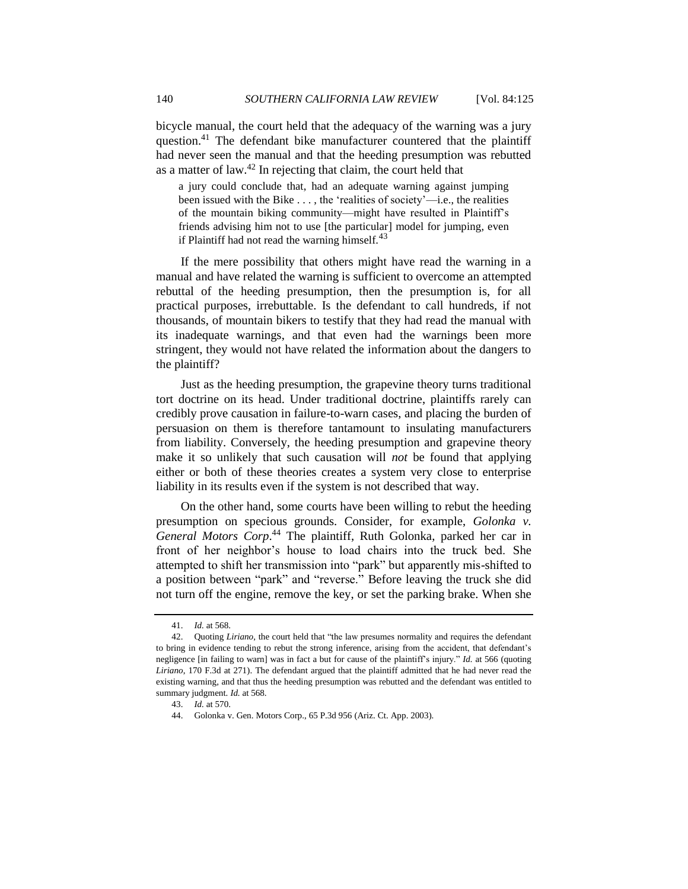bicycle manual, the court held that the adequacy of the warning was a jury question.[41] The defendant bike manufacturer countered that the plaintiff had never seen the manual and that the heeding presumption was rebutted as a matter of law.[42] In rejecting that claim, the court held that

> a jury could conclude that, had an adequate warning against jumping been issued with the Bike . . . , the 'realities of society'—i.e., the realities of the mountain biking community—might have resulted in Plaintiff's friends advising him not to use [the particular] model for jumping, even if Plaintiff had not read the warning himself.[43]

If the mere possibility that others might have read the warning in a manual and have related the warning is sufficient to overcome an attempted rebuttal of the heeding presumption, then the presumption is, for all practical purposes, irrebuttable. Is the defendant to call hundreds, if not thousands, of mountain bikers to testify that they had read the manual with its inadequate warnings, and that even had the warnings been more stringent, they would not have related the information about the dangers to the plaintiff?

Just as the heeding presumption, the grapevine theory turns traditional tort doctrine on its head. Under traditional doctrine, plaintiffs rarely can credibly prove causation in failure-to-warn cases, and placing the burden of persuasion on them is therefore tantamount to insulating manufacturers from liability. Conversely, the heeding presumption and grapevine theory make it so unlikely that such causation will *not* be found that applying either or both of these theories creates a system very close to enterprise liability in its results even if the system is not described that way.

On the other hand, some courts have been willing to rebut the heeding presumption on specious grounds. Consider, for example, *Golonka v. General Motors Corp*.[44] The plaintiff, Ruth Golonka, parked her car in front of her neighbor's house to load chairs into the truck bed. She attempted to shift her transmission into "park" but apparently mis-shifted to a position between "park" and "reverse." Before leaving the truck she did not turn off the engine, remove the key, or set the parking brake. When she

---

41. *Id.* at 568.

42. Quoting *Liriano*, the court held that "the law presumes normality and requires the defendant to bring in evidence tending to rebut the strong inference, arising from the accident, that defendant's negligence [in failing to warn] was in fact a but for cause of the plaintiff's injury." *Id.* at 566 (quoting *Liriano*, 170 F.3d at 271). The defendant argued that the plaintiff admitted that he had never read the existing warning, and that thus the heeding presumption was rebutted and the defendant was entitled to summary judgment. *Id.* at 568.

43. *Id.* at 570.

44. Golonka v. Gen. Motors Corp., 65 P.3d 956 (Ariz. Ct. App. 2003).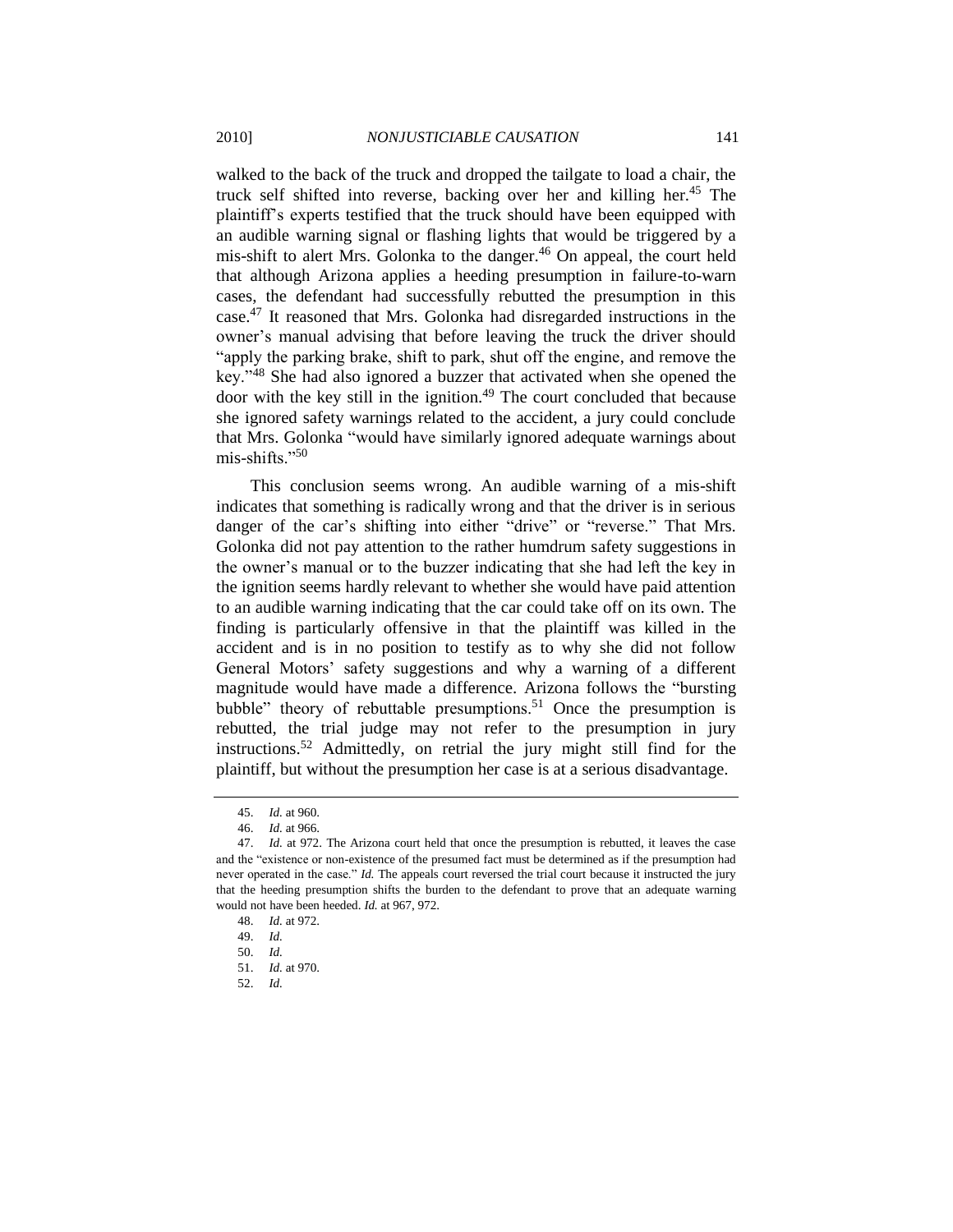walked to the back of the truck and dropped the tailgate to load a chair, the truck self shifted into reverse, backing over her and killing her.[45] The plaintiff's experts testified that the truck should have been equipped with an audible warning signal or flashing lights that would be triggered by a mis-shift to alert Mrs. Golonka to the danger.[46] On appeal, the court held that although Arizona applies a heeding presumption in failure-to-warn cases, the defendant had successfully rebutted the presumption in this case.[47] It reasoned that Mrs. Golonka had disregarded instructions in the owner's manual advising that before leaving the truck the driver should "apply the parking brake, shift to park, shut off the engine, and remove the key."[48] She had also ignored a buzzer that activated when she opened the door with the key still in the ignition.[49] The court concluded that because she ignored safety warnings related to the accident, a jury could conclude that Mrs. Golonka "would have similarly ignored adequate warnings about mis-shifts."[50]

This conclusion seems wrong. An audible warning of a mis-shift indicates that something is radically wrong and that the driver is in serious danger of the car's shifting into either "drive" or "reverse." That Mrs. Golonka did not pay attention to the rather humdrum safety suggestions in the owner's manual or to the buzzer indicating that she had left the key in the ignition seems hardly relevant to whether she would have paid attention to an audible warning indicating that the car could take off on its own. The finding is particularly offensive in that the plaintiff was killed in the accident and is in no position to testify as to why she did not follow General Motors' safety suggestions and why a warning of a different magnitude would have made a difference. Arizona follows the "bursting bubble" theory of rebuttable presumptions.[51] Once the presumption is rebutted, the trial judge may not refer to the presumption in jury instructions.[52] Admittedly, on retrial the jury might still find for the plaintiff, but without the presumption her case is at a serious disadvantage.

---

45. *Id.* at 960.

46. *Id.* at 966.

47. *Id.* at 972. The Arizona court held that once the presumption is rebutted, it leaves the case and the "existence or non-existence of the presumed fact must be determined as if the presumption had never operated in the case." *Id.* The appeals court reversed the trial court because it instructed the jury that the heeding presumption shifts the burden to the defendant to prove that an adequate warning would not have been heeded. *Id.* at 967, 972.

48. *Id.* at 972.

49. *Id.*

50. *Id.*

51. *Id.* at 970.

52. *Id.*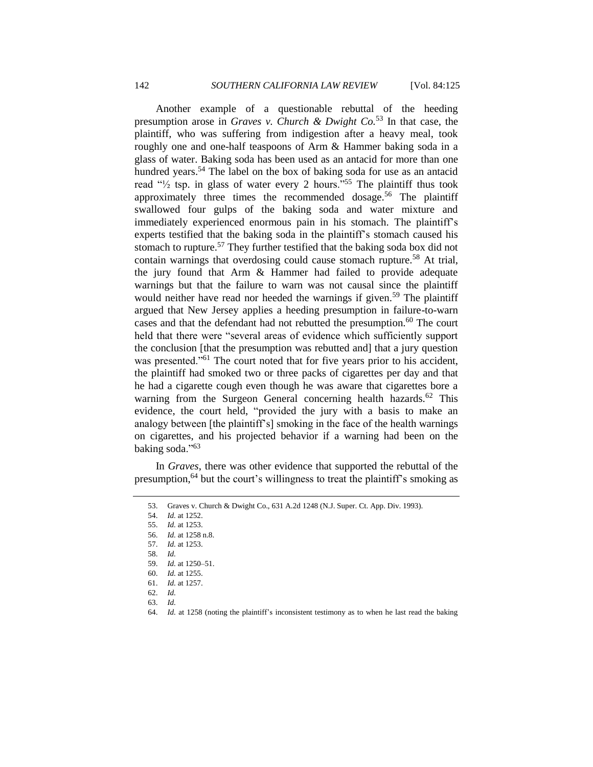Another example of a questionable rebuttal of the heeding presumption arose in *Graves v. Church & Dwight Co.*[53] In that case, the plaintiff, who was suffering from indigestion after a heavy meal, took roughly one and one-half teaspoons of Arm & Hammer baking soda in a glass of water. Baking soda has been used as an antacid for more than one hundred years.[54] The label on the box of baking soda for use as an antacid read "½ tsp. in glass of water every 2 hours."[55] The plaintiff thus took approximately three times the recommended dosage.[56] The plaintiff swallowed four gulps of the baking soda and water mixture and immediately experienced enormous pain in his stomach. The plaintiff's experts testified that the baking soda in the plaintiff's stomach caused his stomach to rupture.[57] They further testified that the baking soda box did not contain warnings that overdosing could cause stomach rupture.[58] At trial, the jury found that Arm & Hammer had failed to provide adequate warnings but that the failure to warn was not causal since the plaintiff would neither have read nor heeded the warnings if given.[59] The plaintiff argued that New Jersey applies a heeding presumption in failure-to-warn cases and that the defendant had not rebutted the presumption.[60] The court held that there were "several areas of evidence which sufficiently support the conclusion [that the presumption was rebutted and] that a jury question was presented."[61] The court noted that for five years prior to his accident, the plaintiff had smoked two or three packs of cigarettes per day and that he had a cigarette cough even though he was aware that cigarettes bore a warning from the Surgeon General concerning health hazards.[62] This evidence, the court held, "provided the jury with a basis to make an analogy between [the plaintiff's] smoking in the face of the health warnings on cigarettes, and his projected behavior if a warning had been on the baking soda."[63]

In *Graves*, there was other evidence that supported the rebuttal of the presumption,[64] but the court's willingness to treat the plaintiff's smoking as

---

53. Graves v. Church & Dwight Co., 631 A.2d 1248 (N.J. Super. Ct. App. Div. 1993).

54. *Id.* at 1252.

55. *Id.* at 1253.

56. *Id.* at 1258 n.8.

57. *Id.* at 1253.

58. *Id.*

59. *Id.* at 1250–51.

60. *Id.* at 1255.

61. *Id.* at 1257.

62. *Id.*

63. *Id.*

64. *Id.* at 1258 (noting the plaintiff's inconsistent testimony as to when he last read the baking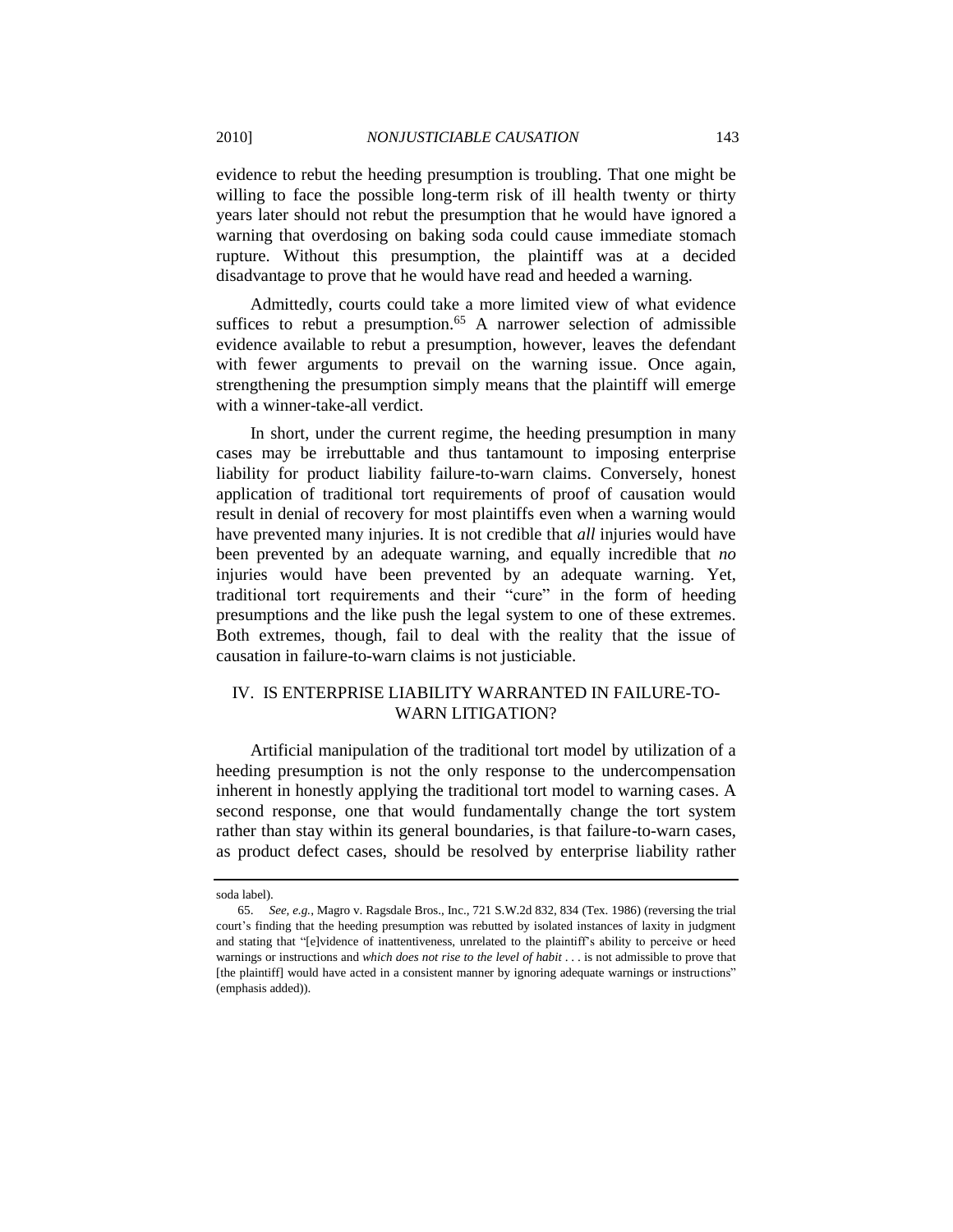evidence to rebut the heeding presumption is troubling. That one might be willing to face the possible long-term risk of ill health twenty or thirty years later should not rebut the presumption that he would have ignored a warning that overdosing on baking soda could cause immediate stomach rupture. Without this presumption, the plaintiff was at a decided disadvantage to prove that he would have read and heeded a warning.

Admittedly, courts could take a more limited view of what evidence suffices to rebut a presumption.[65] A narrower selection of admissible evidence available to rebut a presumption, however, leaves the defendant with fewer arguments to prevail on the warning issue. Once again, strengthening the presumption simply means that the plaintiff will emerge with a winner-take-all verdict.

In short, under the current regime, the heeding presumption in many cases may be irrebuttable and thus tantamount to imposing enterprise liability for product liability failure-to-warn claims. Conversely, honest application of traditional tort requirements of proof of causation would result in denial of recovery for most plaintiffs even when a warning would have prevented many injuries. It is not credible that *all* injuries would have been prevented by an adequate warning, and equally incredible that *no* injuries would have been prevented by an adequate warning. Yet, traditional tort requirements and their "cure" in the form of heeding presumptions and the like push the legal system to one of these extremes. Both extremes, though, fail to deal with the reality that the issue of causation in failure-to-warn claims is not justiciable.

## IV. IS ENTERPRISE LIABILITY WARRANTED IN FAILURE-TO-WARN LITIGATION?

Artificial manipulation of the traditional tort model by utilization of a heeding presumption is not the only response to the undercompensation inherent in honestly applying the traditional tort model to warning cases. A second response, one that would fundamentally change the tort system rather than stay within its general boundaries, is that failure-to-warn cases, as product defect cases, should be resolved by enterprise liability rather

---

soda label).

65. *See, e.g.*, Magro v. Ragsdale Bros., Inc., 721 S.W.2d 832, 834 (Tex. 1986) (reversing the trial court's finding that the heeding presumption was rebutted by isolated instances of laxity in judgment and stating that "[e]vidence of inattentiveness, unrelated to the plaintiff's ability to perceive or heed warnings or instructions and *which does not rise to the level of habit* . . . is not admissible to prove that [the plaintiff] would have acted in a consistent manner by ignoring adequate warnings or instructions" (emphasis added)).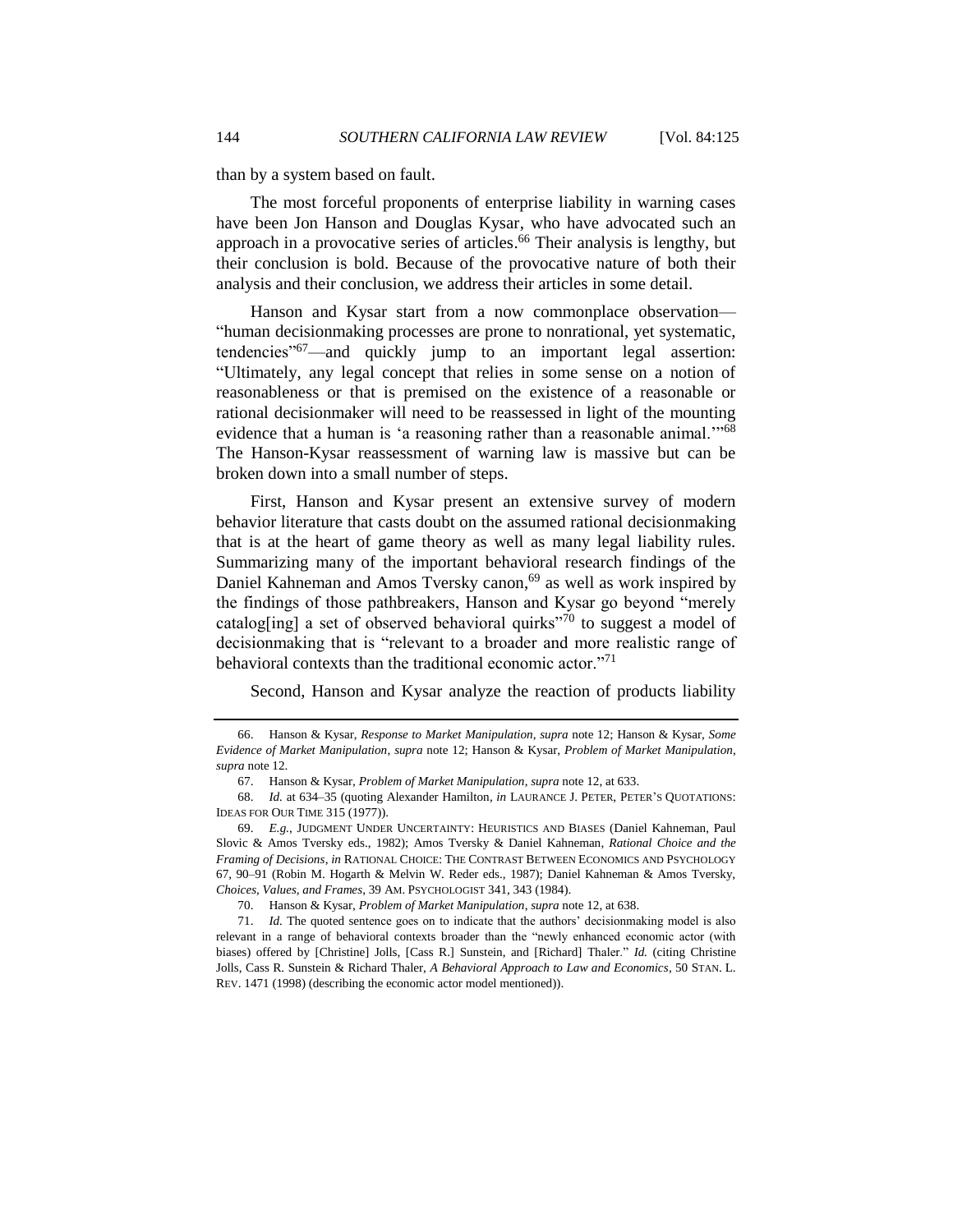than by a system based on fault.

The most forceful proponents of enterprise liability in warning cases have been Jon Hanson and Douglas Kysar, who have advocated such an approach in a provocative series of articles.[66] Their analysis is lengthy, but their conclusion is bold. Because of the provocative nature of both their analysis and their conclusion, we address their articles in some detail.

Hanson and Kysar start from a now commonplace observation—"human decisionmaking processes are prone to nonrational, yet systematic, tendencies"[67]—and quickly jump to an important legal assertion: "Ultimately, any legal concept that relies in some sense on a notion of reasonableness or that is premised on the existence of a reasonable or rational decisionmaker will need to be reassessed in light of the mounting evidence that a human is 'a reasoning rather than a reasonable animal.'"[68] The Hanson-Kysar reassessment of warning law is massive but can be broken down into a small number of steps.

First, Hanson and Kysar present an extensive survey of modern behavior literature that casts doubt on the assumed rational decisionmaking that is at the heart of game theory as well as many legal liability rules. Summarizing many of the important behavioral research findings of the Daniel Kahneman and Amos Tversky canon,[69] as well as work inspired by the findings of those pathbreakers, Hanson and Kysar go beyond "merely catalog[ing] a set of observed behavioral quirks"[70] to suggest a model of decisionmaking that is "relevant to a broader and more realistic range of behavioral contexts than the traditional economic actor."[71]

Second, Hanson and Kysar analyze the reaction of products liability

---

66. Hanson & Kysar, *Response to Market Manipulation*, *supra* note 12; Hanson & Kysar, *Some Evidence of Market Manipulation*, *supra* note 12; Hanson & Kysar, *Problem of Market Manipulation*, *supra* note 12.

67. Hanson & Kysar, *Problem of Market Manipulation*, *supra* note 12, at 633.

68. *Id.* at 634–35 (quoting Alexander Hamilton, *in* LAURANCE J. PETER, PETER'S QUOTATIONS: IDEAS FOR OUR TIME 315 (1977)).

69. *E.g.*, JUDGMENT UNDER UNCERTAINTY: HEURISTICS AND BIASES (Daniel Kahneman, Paul Slovic & Amos Tversky eds., 1982); Amos Tversky & Daniel Kahneman, *Rational Choice and the Framing of Decisions*, *in* RATIONAL CHOICE: THE CONTRAST BETWEEN ECONOMICS AND PSYCHOLOGY 67, 90–91 (Robin M. Hogarth & Melvin W. Reder eds., 1987); Daniel Kahneman & Amos Tversky, *Choices, Values, and Frames*, 39 AM. PSYCHOLOGIST 341, 343 (1984).

70. Hanson & Kysar, *Problem of Market Manipulation*, *supra* note 12, at 638.

71. *Id.* The quoted sentence goes on to indicate that the authors' decisionmaking model is also relevant in a range of behavioral contexts broader than the "newly enhanced economic actor (with biases) offered by [Christine] Jolls, [Cass R.] Sunstein, and [Richard] Thaler." *Id.* (citing Christine Jolls, Cass R. Sunstein & Richard Thaler, *A Behavioral Approach to Law and Economics*, 50 STAN. L. REV. 1471 (1998) (describing the economic actor model mentioned)).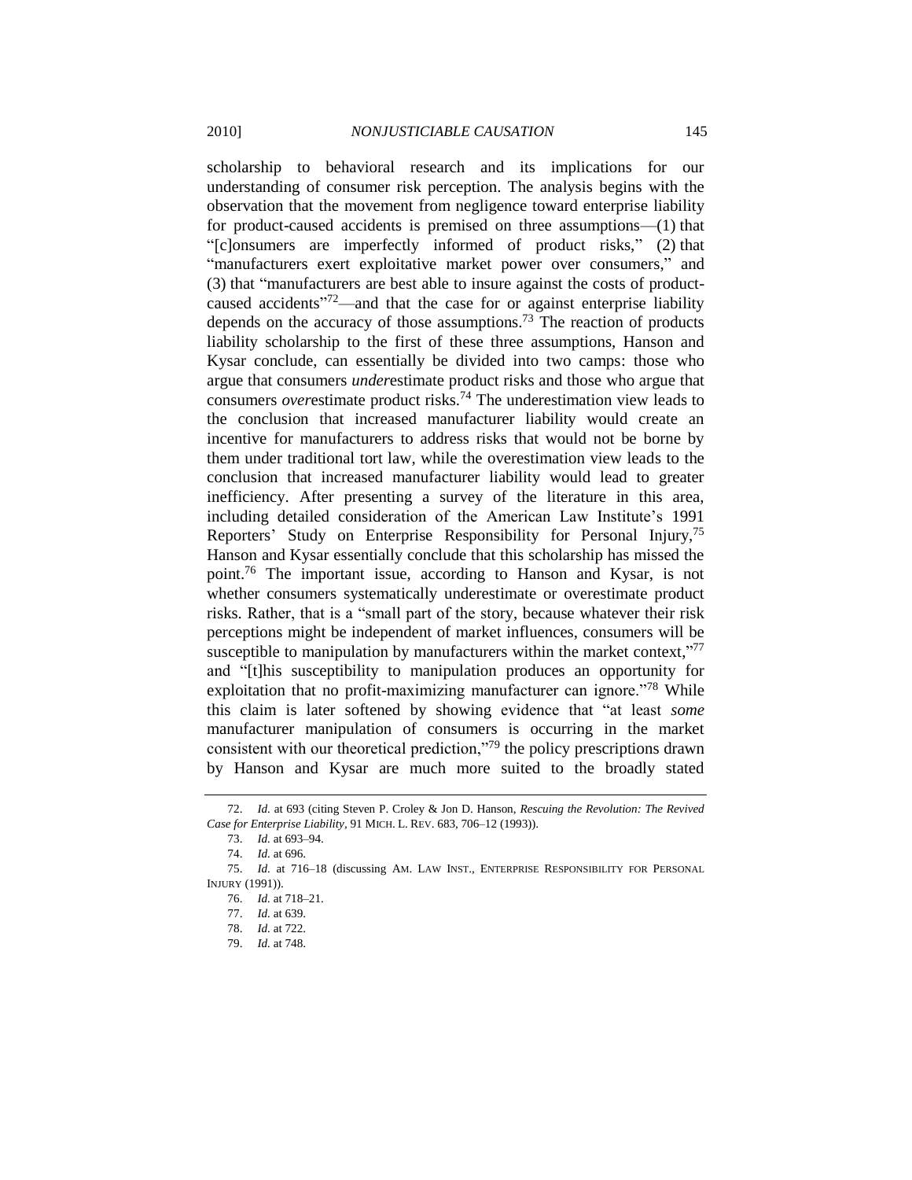scholarship to behavioral research and its implications for our understanding of consumer risk perception. The analysis begins with the observation that the movement from negligence toward enterprise liability for product-caused accidents is premised on three assumptions—(1) that "[c]onsumers are imperfectly informed of product risks," (2) that "manufacturers exert exploitative market power over consumers," and (3) that "manufacturers are best able to insure against the costs of product-caused accidents"[72]—and that the case for or against enterprise liability depends on the accuracy of those assumptions.[73] The reaction of products liability scholarship to the first of these three assumptions, Hanson and Kysar conclude, can essentially be divided into two camps: those who argue that consumers *under*estimate product risks and those who argue that consumers *over*estimate product risks.[74] The underestimation view leads to the conclusion that increased manufacturer liability would create an incentive for manufacturers to address risks that would not be borne by them under traditional tort law, while the overestimation view leads to the conclusion that increased manufacturer liability would lead to greater inefficiency. After presenting a survey of the literature in this area, including detailed consideration of the American Law Institute's 1991 Reporters' Study on Enterprise Responsibility for Personal Injury,[75] Hanson and Kysar essentially conclude that this scholarship has missed the point.[76] The important issue, according to Hanson and Kysar, is not whether consumers systematically underestimate or overestimate product risks. Rather, that is a "small part of the story, because whatever their risk perceptions might be independent of market influences, consumers will be susceptible to manipulation by manufacturers within the market context,"[77] and "[t]his susceptibility to manipulation produces an opportunity for exploitation that no profit-maximizing manufacturer can ignore."[78] While this claim is later softened by showing evidence that "at least *some* manufacturer manipulation of consumers is occurring in the market consistent with our theoretical prediction,"[79] the policy prescriptions drawn by Hanson and Kysar are much more suited to the broadly stated

---

72. *Id.* at 693 (citing Steven P. Croley & Jon D. Hanson, *Rescuing the Revolution: The Revived Case for Enterprise Liability*, 91 MICH. L. REV. 683, 706–12 (1993)).

73. *Id.* at 693–94.

74. *Id.* at 696.

75. *Id.* at 716–18 (discussing AM. LAW INST., ENTERPRISE RESPONSIBILITY FOR PERSONAL INJURY (1991)).

76. *Id.* at 718–21.

77. *Id.* at 639.

78. *Id.* at 722.

79. *Id.* at 748.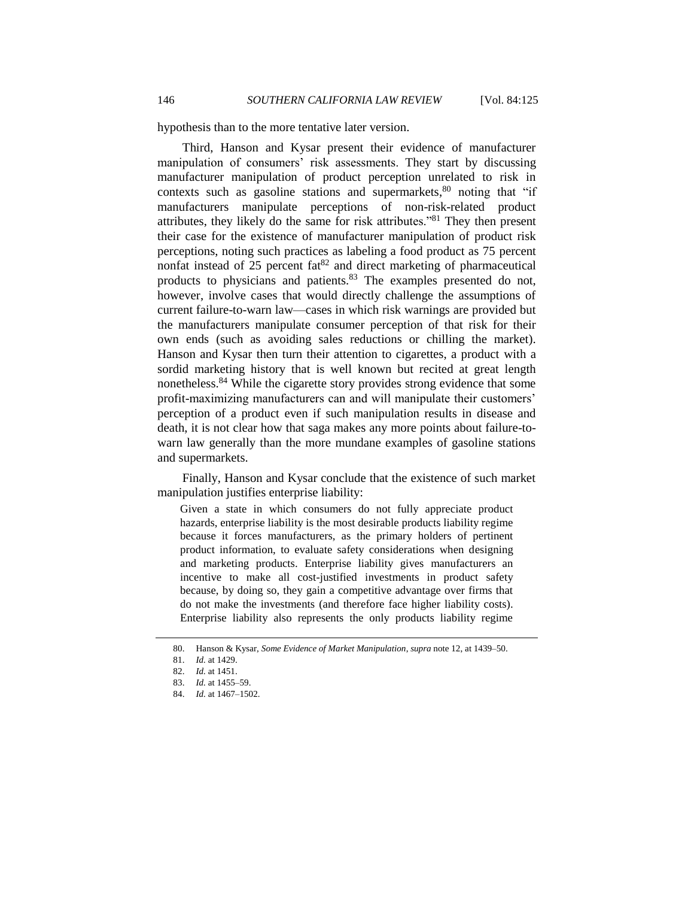hypothesis than to the more tentative later version.

Third, Hanson and Kysar present their evidence of manufacturer manipulation of consumers' risk assessments. They start by discussing manufacturer manipulation of product perception unrelated to risk in contexts such as gasoline stations and supermarkets,[80] noting that "if manufacturers manipulate perceptions of non-risk-related product attributes, they likely do the same for risk attributes."[81] They then present their case for the existence of manufacturer manipulation of product risk perceptions, noting such practices as labeling a food product as 75 percent nonfat instead of 25 percent fat[82] and direct marketing of pharmaceutical products to physicians and patients.[83] The examples presented do not, however, involve cases that would directly challenge the assumptions of current failure-to-warn law—cases in which risk warnings are provided but the manufacturers manipulate consumer perception of that risk for their own ends (such as avoiding sales reductions or chilling the market). Hanson and Kysar then turn their attention to cigarettes, a product with a sordid marketing history that is well known but recited at great length nonetheless.[84] While the cigarette story provides strong evidence that some profit-maximizing manufacturers can and will manipulate their customers' perception of a product even if such manipulation results in disease and death, it is not clear how that saga makes any more points about failure-to-warn law generally than the more mundane examples of gasoline stations and supermarkets.

Finally, Hanson and Kysar conclude that the existence of such market manipulation justifies enterprise liability:

> Given a state in which consumers do not fully appreciate product hazards, enterprise liability is the most desirable products liability regime because it forces manufacturers, as the primary holders of pertinent product information, to evaluate safety considerations when designing and marketing products. Enterprise liability gives manufacturers an incentive to make all cost-justified investments in product safety because, by doing so, they gain a competitive advantage over firms that do not make the investments (and therefore face higher liability costs). Enterprise liability also represents the only products liability regime

---

80. Hanson & Kysar, *Some Evidence of Market Manipulation*, *supra* note 12, at 1439–50.

81. *Id.* at 1429.

82. *Id.* at 1451.

83. *Id.* at 1455–59.

84. *Id.* at 1467–1502.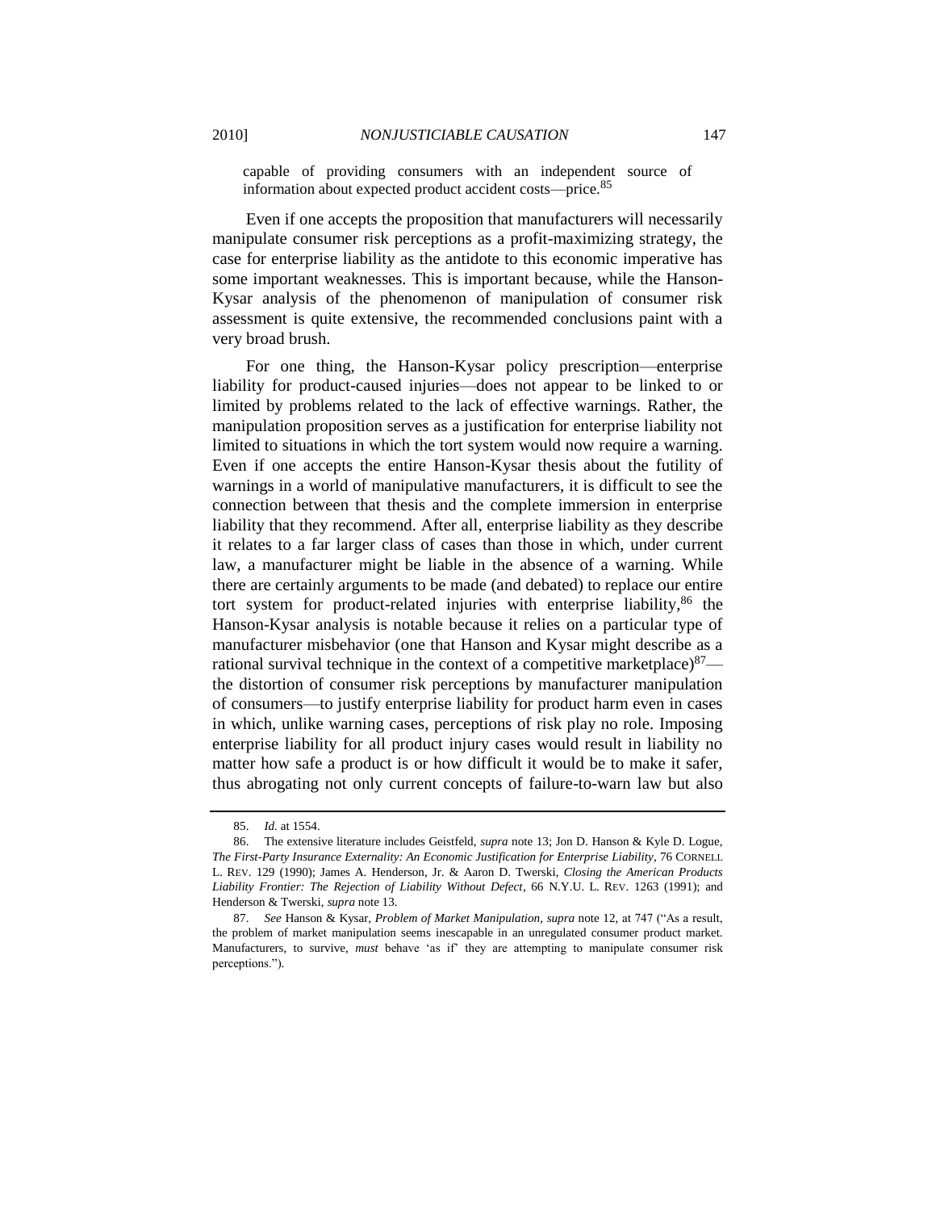capable of providing consumers with an independent source of information about expected product accident costs—price.[85]

Even if one accepts the proposition that manufacturers will necessarily manipulate consumer risk perceptions as a profit-maximizing strategy, the case for enterprise liability as the antidote to this economic imperative has some important weaknesses. This is important because, while the Hanson-Kysar analysis of the phenomenon of manipulation of consumer risk assessment is quite extensive, the recommended conclusions paint with a very broad brush.

For one thing, the Hanson-Kysar policy prescription—enterprise liability for product-caused injuries—does not appear to be linked to or limited by problems related to the lack of effective warnings. Rather, the manipulation proposition serves as a justification for enterprise liability not limited to situations in which the tort system would now require a warning. Even if one accepts the entire Hanson-Kysar thesis about the futility of warnings in a world of manipulative manufacturers, it is difficult to see the connection between that thesis and the complete immersion in enterprise liability that they recommend. After all, enterprise liability as they describe it relates to a far larger class of cases than those in which, under current law, a manufacturer might be liable in the absence of a warning. While there are certainly arguments to be made (and debated) to replace our entire tort system for product-related injuries with enterprise liability,[86] the Hanson-Kysar analysis is notable because it relies on a particular type of manufacturer misbehavior (one that Hanson and Kysar might describe as a rational survival technique in the context of a competitive marketplace)[87]—the distortion of consumer risk perceptions by manufacturer manipulation of consumers—to justify enterprise liability for product harm even in cases in which, unlike warning cases, perceptions of risk play no role. Imposing enterprise liability for all product injury cases would result in liability no matter how safe a product is or how difficult it would be to make it safer, thus abrogating not only current concepts of failure-to-warn law but also

---

85. *Id.* at 1554.

86. The extensive literature includes Geistfeld, *supra* note 13; Jon D. Hanson & Kyle D. Logue, *The First-Party Insurance Externality: An Economic Justification for Enterprise Liability*, 76 CORNELL L. REV. 129 (1990); James A. Henderson, Jr. & Aaron D. Twerski, *Closing the American Products Liability Frontier: The Rejection of Liability Without Defect*, 66 N.Y.U. L. REV. 1263 (1991); and Henderson & Twerski, *supra* note 13.

87. *See* Hanson & Kysar, *Problem of Market Manipulation*, *supra* note 12, at 747 ("As a result, the problem of market manipulation seems inescapable in an unregulated consumer product market. Manufacturers, to survive, *must* behave 'as if' they are attempting to manipulate consumer risk perceptions.").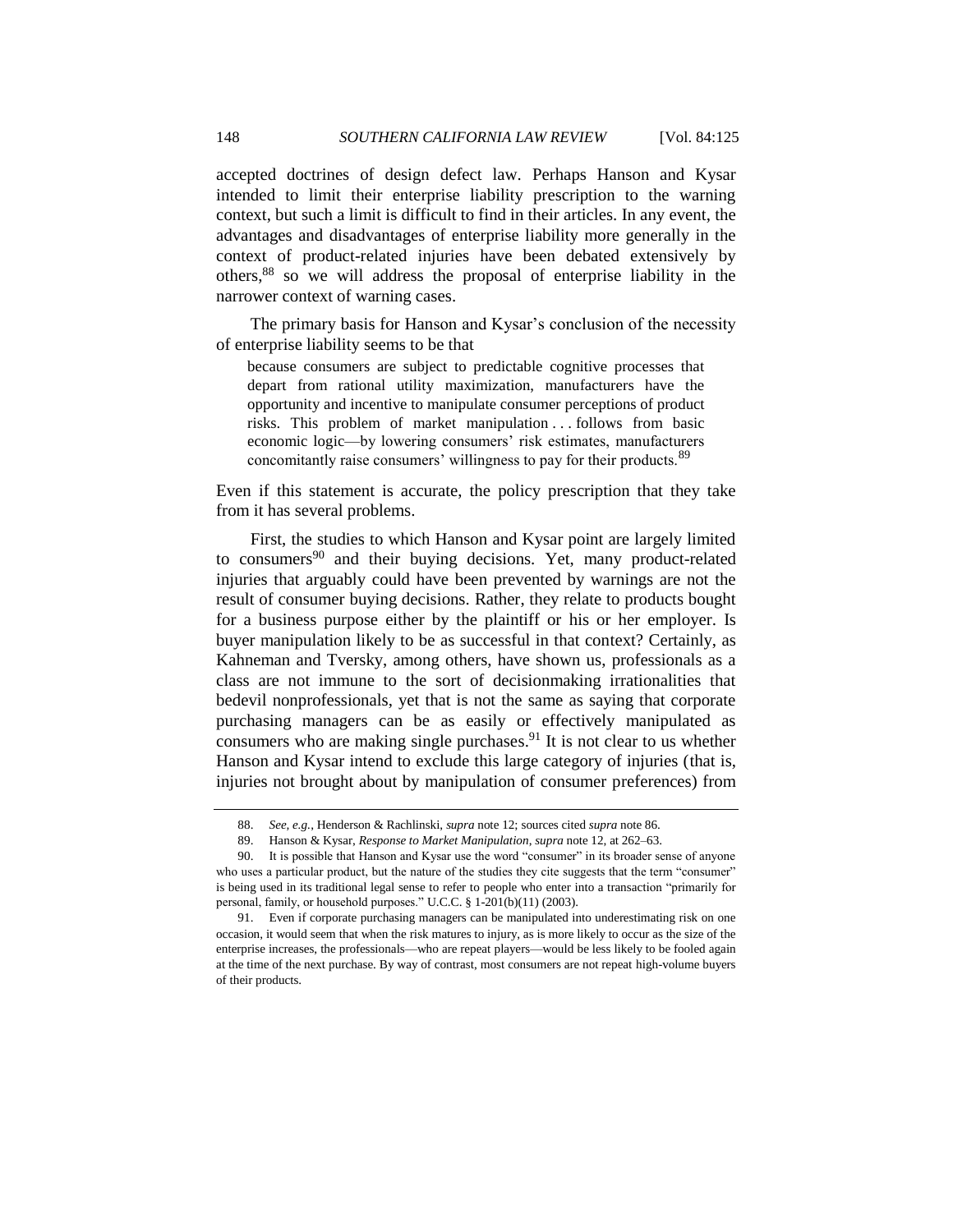accepted doctrines of design defect law. Perhaps Hanson and Kysar intended to limit their enterprise liability prescription to the warning context, but such a limit is difficult to find in their articles. In any event, the advantages and disadvantages of enterprise liability more generally in the context of product-related injuries have been debated extensively by others,[88] so we will address the proposal of enterprise liability in the narrower context of warning cases.

The primary basis for Hanson and Kysar's conclusion of the necessity of enterprise liability seems to be that

> because consumers are subject to predictable cognitive processes that depart from rational utility maximization, manufacturers have the opportunity and incentive to manipulate consumer perceptions of product risks. This problem of market manipulation . . . follows from basic economic logic—by lowering consumers' risk estimates, manufacturers concomitantly raise consumers' willingness to pay for their products.[89]

Even if this statement is accurate, the policy prescription that they take from it has several problems.

First, the studies to which Hanson and Kysar point are largely limited to consumers[90] and their buying decisions. Yet, many product-related injuries that arguably could have been prevented by warnings are not the result of consumer buying decisions. Rather, they relate to products bought for a business purpose either by the plaintiff or his or her employer. Is buyer manipulation likely to be as successful in that context? Certainly, as Kahneman and Tversky, among others, have shown us, professionals as a class are not immune to the sort of decisionmaking irrationalities that bedevil nonprofessionals, yet that is not the same as saying that corporate purchasing managers can be as easily or effectively manipulated as consumers who are making single purchases.[91] It is not clear to us whether Hanson and Kysar intend to exclude this large category of injuries (that is, injuries not brought about by manipulation of consumer preferences) from

---

88. *See, e.g.*, Henderson & Rachlinski, *supra* note 12; sources cited *supra* note 86.

89. Hanson & Kysar, *Response to Market Manipulation*, *supra* note 12, at 262–63.

90. It is possible that Hanson and Kysar use the word "consumer" in its broader sense of anyone who uses a particular product, but the nature of the studies they cite suggests that the term "consumer" is being used in its traditional legal sense to refer to people who enter into a transaction "primarily for personal, family, or household purposes." U.C.C. § 1-201(b)(11) (2003).

91. Even if corporate purchasing managers can be manipulated into underestimating risk on one occasion, it would seem that when the risk matures to injury, as is more likely to occur as the size of the enterprise increases, the professionals—who are repeat players—would be less likely to be fooled again at the time of the next purchase. By way of contrast, most consumers are not repeat high-volume buyers of their products.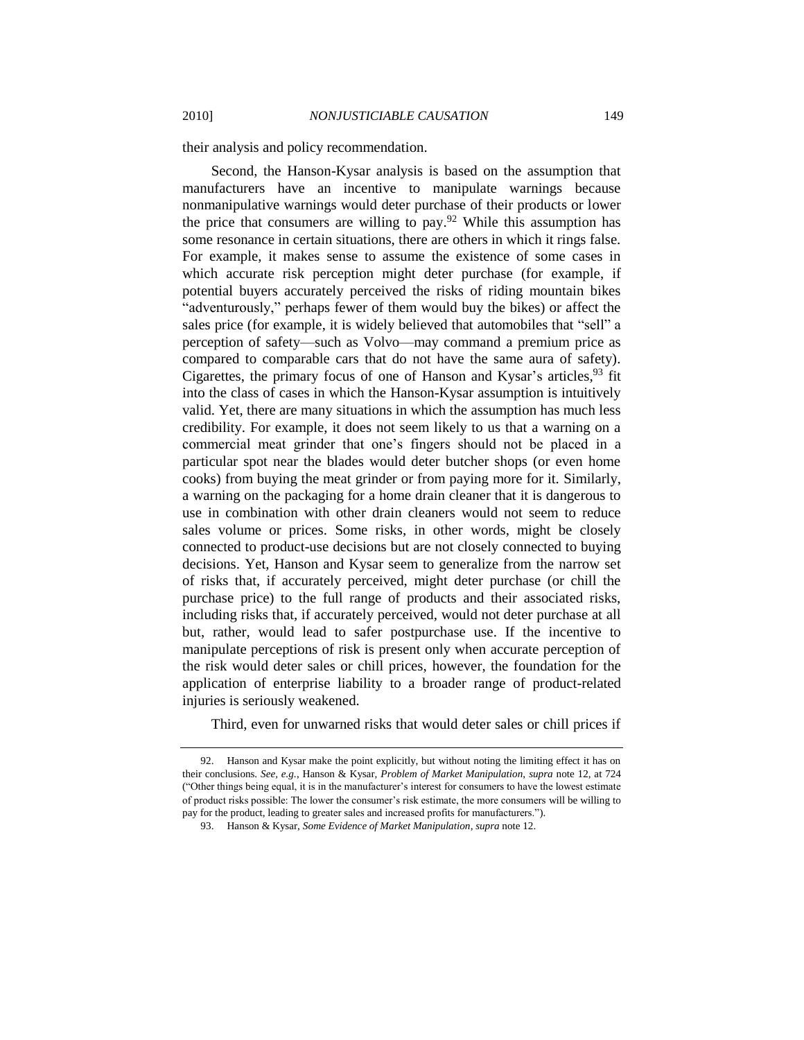their analysis and policy recommendation.

Second, the Hanson-Kysar analysis is based on the assumption that manufacturers have an incentive to manipulate warnings because nonmanipulative warnings would deter purchase of their products or lower the price that consumers are willing to pay.[92] While this assumption has some resonance in certain situations, there are others in which it rings false. For example, it makes sense to assume the existence of some cases in which accurate risk perception might deter purchase (for example, if potential buyers accurately perceived the risks of riding mountain bikes "adventurously," perhaps fewer of them would buy the bikes) or affect the sales price (for example, it is widely believed that automobiles that "sell" a perception of safety—such as Volvo—may command a premium price as compared to comparable cars that do not have the same aura of safety). Cigarettes, the primary focus of one of Hanson and Kysar's articles,[93] fit into the class of cases in which the Hanson-Kysar assumption is intuitively valid. Yet, there are many situations in which the assumption has much less credibility. For example, it does not seem likely to us that a warning on a commercial meat grinder that one's fingers should not be placed in a particular spot near the blades would deter butcher shops (or even home cooks) from buying the meat grinder or from paying more for it. Similarly, a warning on the packaging for a home drain cleaner that it is dangerous to use in combination with other drain cleaners would not seem to reduce sales volume or prices. Some risks, in other words, might be closely connected to product-use decisions but are not closely connected to buying decisions. Yet, Hanson and Kysar seem to generalize from the narrow set of risks that, if accurately perceived, might deter purchase (or chill the purchase price) to the full range of products and their associated risks, including risks that, if accurately perceived, would not deter purchase at all but, rather, would lead to safer postpurchase use. If the incentive to manipulate perceptions of risk is present only when accurate perception of the risk would deter sales or chill prices, however, the foundation for the application of enterprise liability to a broader range of product-related injuries is seriously weakened.

Third, even for unwarned risks that would deter sales or chill prices if

---

92. Hanson and Kysar make the point explicitly, but without noting the limiting effect it has on their conclusions. *See, e.g.*, Hanson & Kysar, *Problem of Market Manipulation*, *supra* note 12, at 724 ("Other things being equal, it is in the manufacturer's interest for consumers to have the lowest estimate of product risks possible: The lower the consumer's risk estimate, the more consumers will be willing to pay for the product, leading to greater sales and increased profits for manufacturers.").

93. Hanson & Kysar, *Some Evidence of Market Manipulation*, *supra* note 12.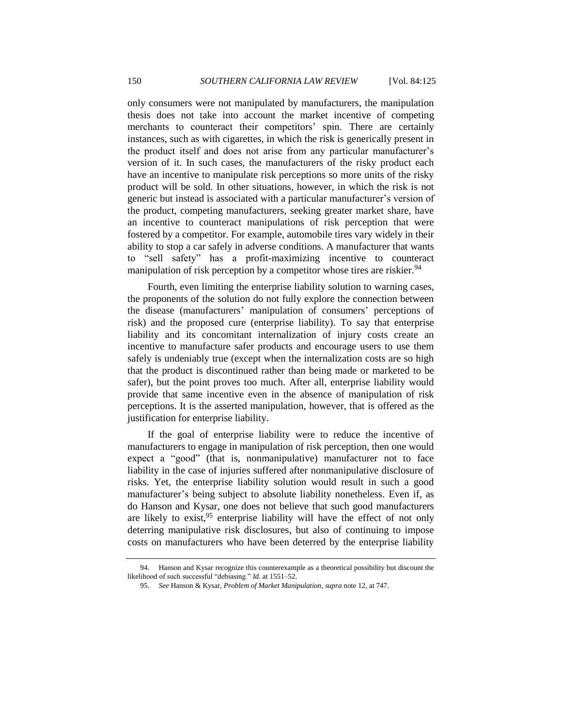only consumers were not manipulated by manufacturers, the manipulation thesis does not take into account the market incentive of competing merchants to counteract their competitors' spin. There are certainly instances, such as with cigarettes, in which the risk is generically present in the product itself and does not arise from any particular manufacturer's version of it. In such cases, the manufacturers of the risky product each have an incentive to manipulate risk perceptions so more units of the risky product will be sold. In other situations, however, in which the risk is not generic but instead is associated with a particular manufacturer's version of the product, competing manufacturers, seeking greater market share, have an incentive to counteract manipulations of risk perception that were fostered by a competitor. For example, automobile tires vary widely in their ability to stop a car safely in adverse conditions. A manufacturer that wants to "sell safety" has a profit-maximizing incentive to counteract manipulation of risk perception by a competitor whose tires are riskier.[94]

Fourth, even limiting the enterprise liability solution to warning cases, the proponents of the solution do not fully explore the connection between the disease (manufacturers' manipulation of consumers' perceptions of risk) and the proposed cure (enterprise liability). To say that enterprise liability and its concomitant internalization of injury costs create an incentive to manufacture safer products and encourage users to use them safely is undeniably true (except when the internalization costs are so high that the product is discontinued rather than being made or marketed to be safer), but the point proves too much. After all, enterprise liability would provide that same incentive even in the absence of manipulation of risk perceptions. It is the asserted manipulation, however, that is offered as the justification for enterprise liability.

If the goal of enterprise liability were to reduce the incentive of manufacturers to engage in manipulation of risk perception, then one would expect a "good" (that is, nonmanipulative) manufacturer not to face liability in the case of injuries suffered after nonmanipulative disclosure of risks. Yet, the enterprise liability solution would result in such a good manufacturer's being subject to absolute liability nonetheless. Even if, as do Hanson and Kysar, one does not believe that such good manufacturers are likely to exist,[95] enterprise liability will have the effect of not only deterring manipulative risk disclosures, but also of continuing to impose costs on manufacturers who have been deterred by the enterprise liability

---

94. Hanson and Kysar recognize this counterexample as a theoretical possibility but discount the likelihood of such successful "debiasing." *Id.* at 1551–52.

95. *See* Hanson & Kysar, *Problem of Market Manipulation*, *supra* note 12, at 747.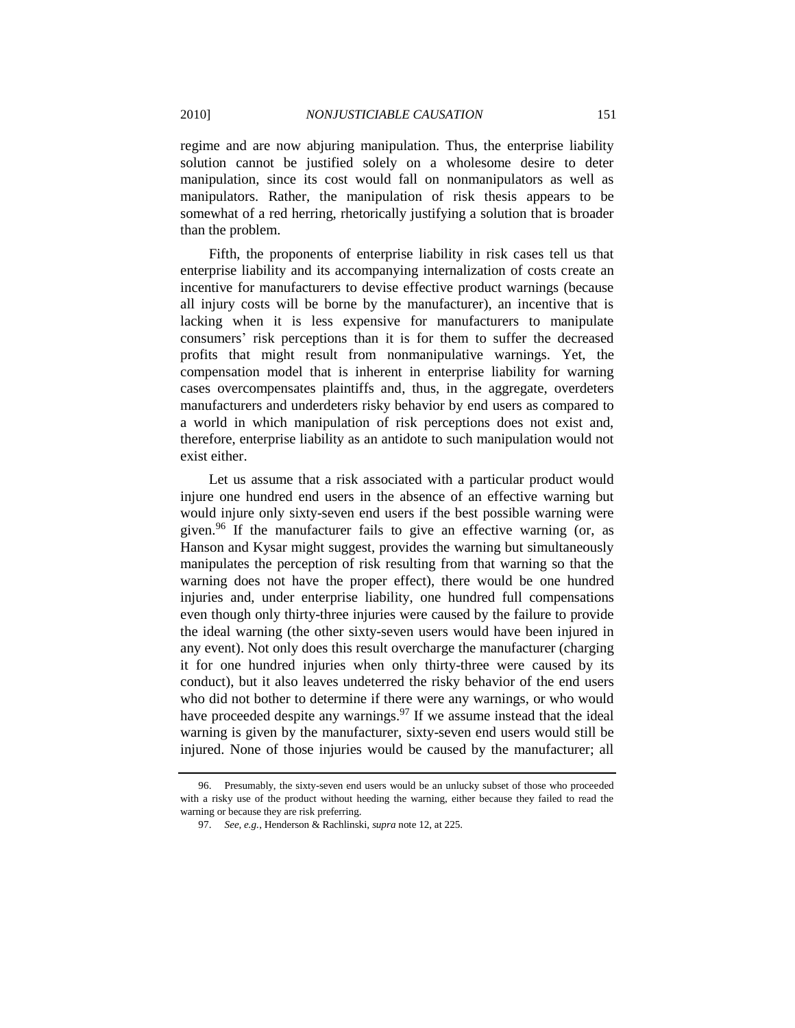regime and are now abjuring manipulation. Thus, the enterprise liability solution cannot be justified solely on a wholesome desire to deter manipulation, since its cost would fall on nonmanipulators as well as manipulators. Rather, the manipulation of risk thesis appears to be somewhat of a red herring, rhetorically justifying a solution that is broader than the problem.

Fifth, the proponents of enterprise liability in risk cases tell us that enterprise liability and its accompanying internalization of costs create an incentive for manufacturers to devise effective product warnings (because all injury costs will be borne by the manufacturer), an incentive that is lacking when it is less expensive for manufacturers to manipulate consumers' risk perceptions than it is for them to suffer the decreased profits that might result from nonmanipulative warnings. Yet, the compensation model that is inherent in enterprise liability for warning cases overcompensates plaintiffs and, thus, in the aggregate, overdeters manufacturers and underdeters risky behavior by end users as compared to a world in which manipulation of risk perceptions does not exist and, therefore, enterprise liability as an antidote to such manipulation would not exist either.

Let us assume that a risk associated with a particular product would injure one hundred end users in the absence of an effective warning but would injure only sixty-seven end users if the best possible warning were given.[96] If the manufacturer fails to give an effective warning (or, as Hanson and Kysar might suggest, provides the warning but simultaneously manipulates the perception of risk resulting from that warning so that the warning does not have the proper effect), there would be one hundred injuries and, under enterprise liability, one hundred full compensations even though only thirty-three injuries were caused by the failure to provide the ideal warning (the other sixty-seven users would have been injured in any event). Not only does this result overcharge the manufacturer (charging it for one hundred injuries when only thirty-three were caused by its conduct), but it also leaves undeterred the risky behavior of the end users who did not bother to determine if there were any warnings, or who would have proceeded despite any warnings.[97] If we assume instead that the ideal warning is given by the manufacturer, sixty-seven end users would still be injured. None of those injuries would be caused by the manufacturer; all

---

96. Presumably, the sixty-seven end users would be an unlucky subset of those who proceeded with a risky use of the product without heeding the warning, either because they failed to read the warning or because they are risk preferring.

97. *See, e.g.*, Henderson & Rachlinski, *supra* note 12, at 225.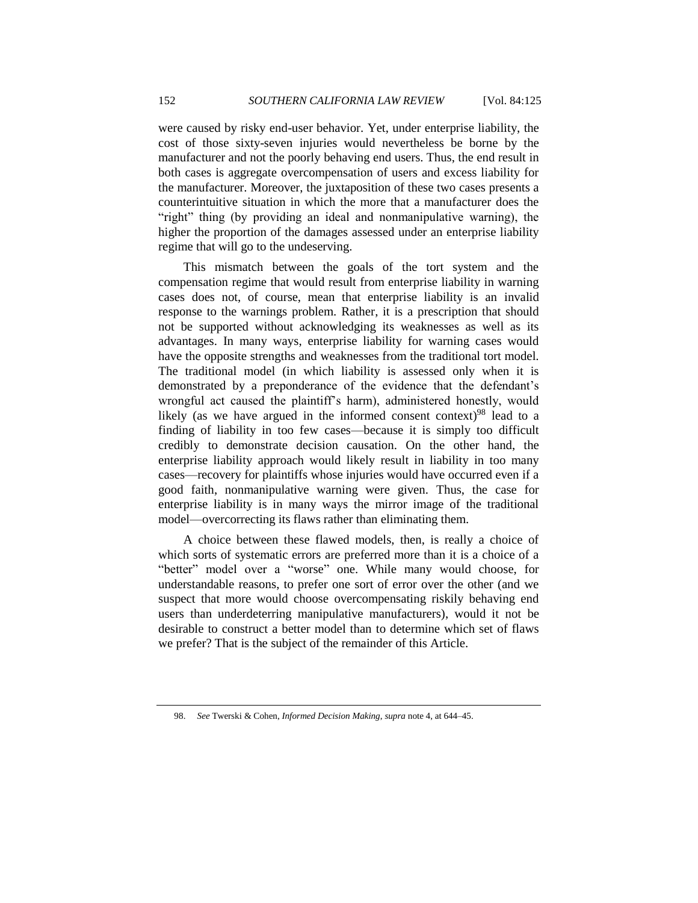were caused by risky end-user behavior. Yet, under enterprise liability, the cost of those sixty-seven injuries would nevertheless be borne by the manufacturer and not the poorly behaving end users. Thus, the end result in both cases is aggregate overcompensation of users and excess liability for the manufacturer. Moreover, the juxtaposition of these two cases presents a counterintuitive situation in which the more that a manufacturer does the "right" thing (by providing an ideal and nonmanipulative warning), the higher the proportion of the damages assessed under an enterprise liability regime that will go to the undeserving.

This mismatch between the goals of the tort system and the compensation regime that would result from enterprise liability in warning cases does not, of course, mean that enterprise liability is an invalid response to the warnings problem. Rather, it is a prescription that should not be supported without acknowledging its weaknesses as well as its advantages. In many ways, enterprise liability for warning cases would have the opposite strengths and weaknesses from the traditional tort model. The traditional model (in which liability is assessed only when it is demonstrated by a preponderance of the evidence that the defendant's wrongful act caused the plaintiff's harm), administered honestly, would likely (as we have argued in the informed consent context)[98] lead to a finding of liability in too few cases—because it is simply too difficult credibly to demonstrate decision causation. On the other hand, the enterprise liability approach would likely result in liability in too many cases—recovery for plaintiffs whose injuries would have occurred even if a good faith, nonmanipulative warning were given. Thus, the case for enterprise liability is in many ways the mirror image of the traditional model—overcorrecting its flaws rather than eliminating them.

A choice between these flawed models, then, is really a choice of which sorts of systematic errors are preferred more than it is a choice of a "better" model over a "worse" one. While many would choose, for understandable reasons, to prefer one sort of error over the other (and we suspect that more would choose overcompensating riskily behaving end users than underdeterring manipulative manufacturers), would it not be desirable to construct a better model than to determine which set of flaws we prefer? That is the subject of the remainder of this Article.

---

98. *See* Twerski & Cohen, *Informed Decision Making*, *supra* note 4, at 644–45.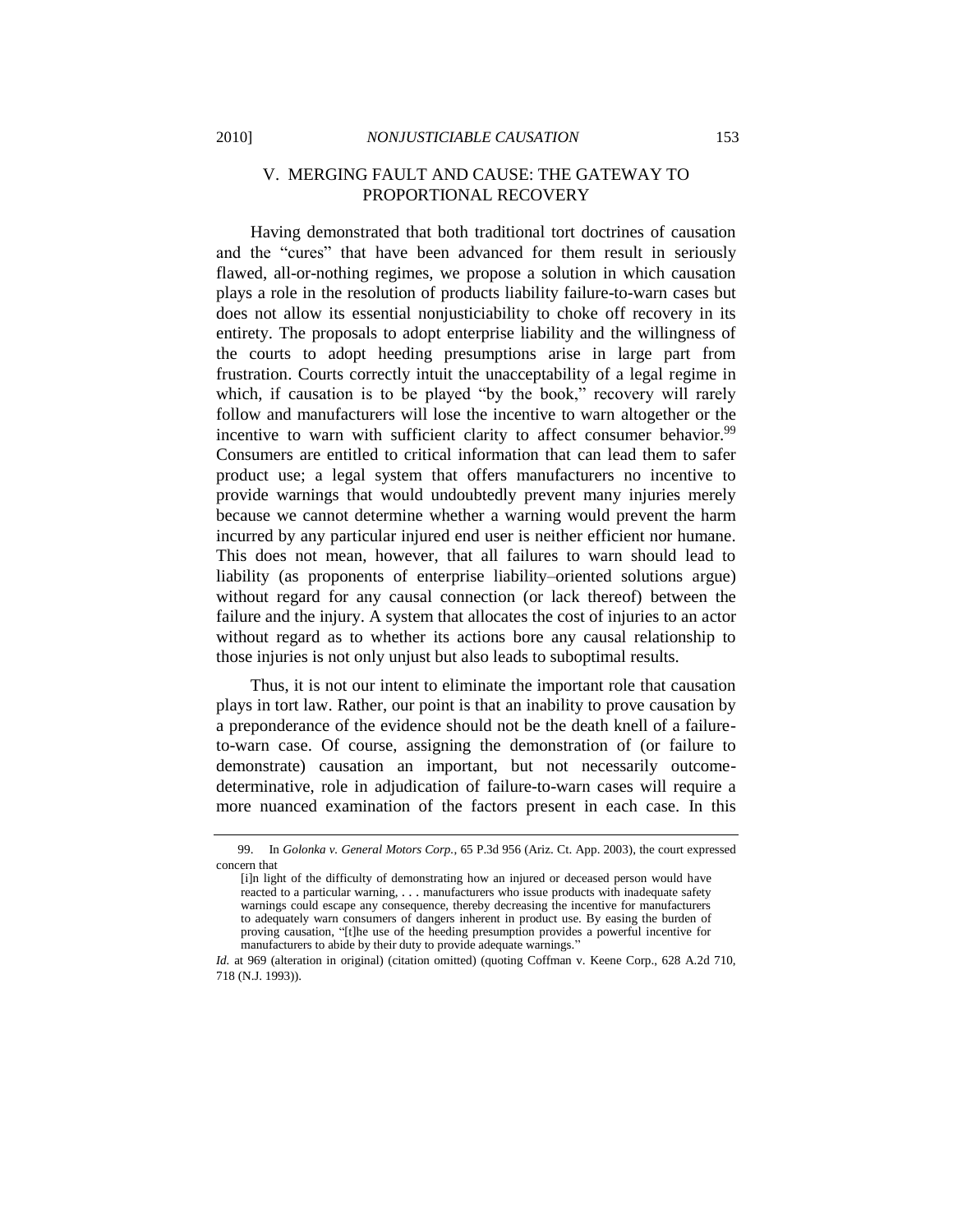## V. MERGING FAULT AND CAUSE: THE GATEWAY TO PROPORTIONAL RECOVERY

Having demonstrated that both traditional tort doctrines of causation and the "cures" that have been advanced for them result in seriously flawed, all-or-nothing regimes, we propose a solution in which causation plays a role in the resolution of products liability failure-to-warn cases but does not allow its essential nonjusticiability to choke off recovery in its entirety. The proposals to adopt enterprise liability and the willingness of the courts to adopt heeding presumptions arise in large part from frustration. Courts correctly intuit the unacceptability of a legal regime in which, if causation is to be played "by the book," recovery will rarely follow and manufacturers will lose the incentive to warn altogether or the incentive to warn with sufficient clarity to affect consumer behavior.[99] Consumers are entitled to critical information that can lead them to safer product use; a legal system that offers manufacturers no incentive to provide warnings that would undoubtedly prevent many injuries merely because we cannot determine whether a warning would prevent the harm incurred by any particular injured end user is neither efficient nor humane. This does not mean, however, that all failures to warn should lead to liability (as proponents of enterprise liability–oriented solutions argue) without regard for any causal connection (or lack thereof) between the failure and the injury. A system that allocates the cost of injuries to an actor without regard as to whether its actions bore any causal relationship to those injuries is not only unjust but also leads to suboptimal results.

Thus, it is not our intent to eliminate the important role that causation plays in tort law. Rather, our point is that an inability to prove causation by a preponderance of the evidence should not be the death knell of a failure-to-warn case. Of course, assigning the demonstration of (or failure to demonstrate) causation an important, but not necessarily outcome-determinative, role in adjudication of failure-to-warn cases will require a more nuanced examination of the factors present in each case. In this

---

99. In *Golonka v. General Motors Corp.*, 65 P.3d 956 (Ariz. Ct. App. 2003), the court expressed concern that

> [i]n light of the difficulty of demonstrating how an injured or deceased person would have reacted to a particular warning, . . . manufacturers who issue products with inadequate safety warnings could escape any consequence, thereby decreasing the incentive for manufacturers to adequately warn consumers of dangers inherent in product use. By easing the burden of proving causation, "[t]he use of the heeding presumption provides a powerful incentive for manufacturers to abide by their duty to provide adequate warnings."

*Id.* at 969 (alteration in original) (citation omitted) (quoting Coffman v. Keene Corp., 628 A.2d 710, 718 (N.J. 1993)).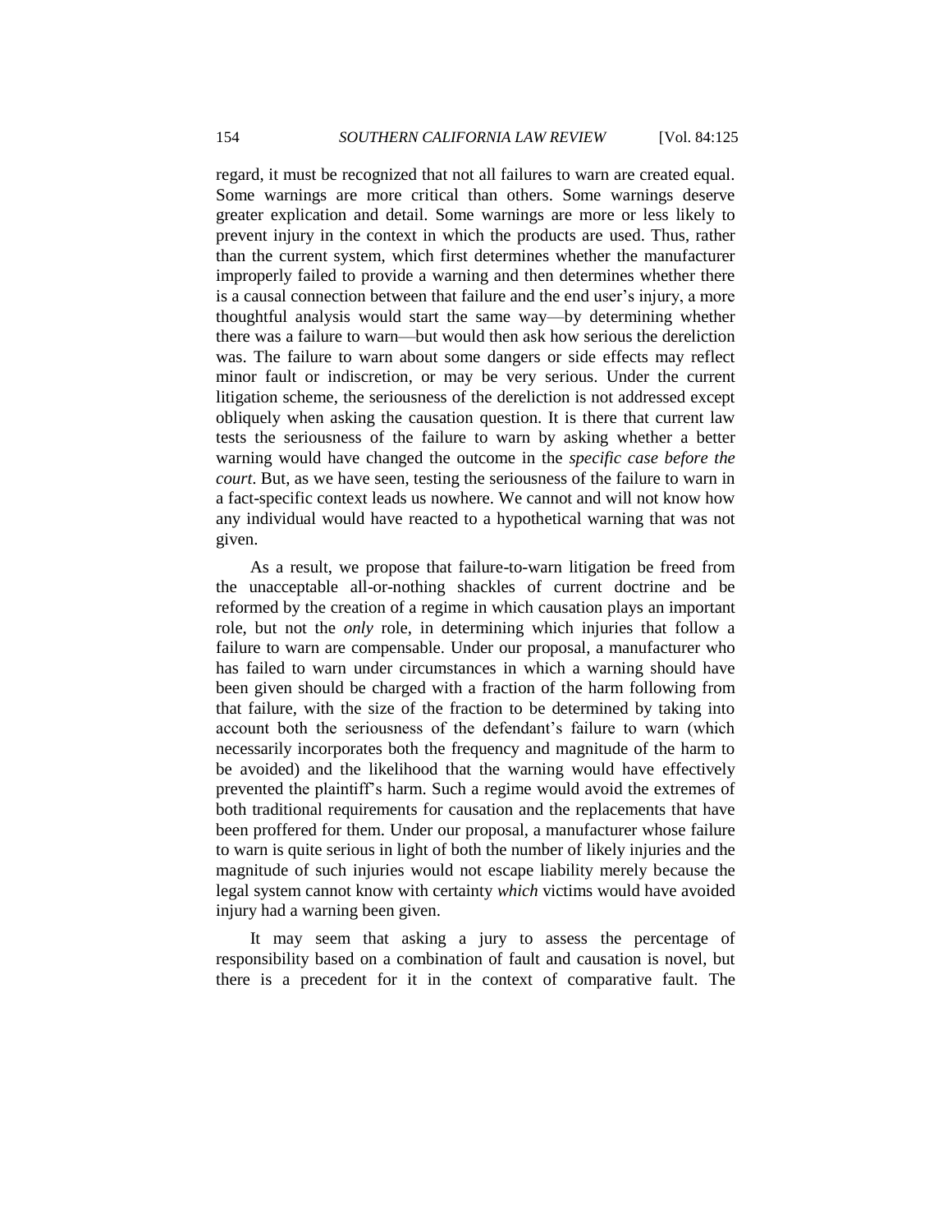regard, it must be recognized that not all failures to warn are created equal. Some warnings are more critical than others. Some warnings deserve greater explication and detail. Some warnings are more or less likely to prevent injury in the context in which the products are used. Thus, rather than the current system, which first determines whether the manufacturer improperly failed to provide a warning and then determines whether there is a causal connection between that failure and the end user's injury, a more thoughtful analysis would start the same way—by determining whether there was a failure to warn—but would then ask how serious the dereliction was. The failure to warn about some dangers or side effects may reflect minor fault or indiscretion, or may be very serious. Under the current litigation scheme, the seriousness of the dereliction is not addressed except obliquely when asking the causation question. It is there that current law tests the seriousness of the failure to warn by asking whether a better warning would have changed the outcome in the *specific case before the court*. But, as we have seen, testing the seriousness of the failure to warn in a fact-specific context leads us nowhere. We cannot and will not know how any individual would have reacted to a hypothetical warning that was not given.

As a result, we propose that failure-to-warn litigation be freed from the unacceptable all-or-nothing shackles of current doctrine and be reformed by the creation of a regime in which causation plays an important role, but not the *only* role, in determining which injuries that follow a failure to warn are compensable. Under our proposal, a manufacturer who has failed to warn under circumstances in which a warning should have been given should be charged with a fraction of the harm following from that failure, with the size of the fraction to be determined by taking into account both the seriousness of the defendant's failure to warn (which necessarily incorporates both the frequency and magnitude of the harm to be avoided) and the likelihood that the warning would have effectively prevented the plaintiff's harm. Such a regime would avoid the extremes of both traditional requirements for causation and the replacements that have been proffered for them. Under our proposal, a manufacturer whose failure to warn is quite serious in light of both the number of likely injuries and the magnitude of such injuries would not escape liability merely because the legal system cannot know with certainty *which* victims would have avoided injury had a warning been given.

It may seem that asking a jury to assess the percentage of responsibility based on a combination of fault and causation is novel, but there is a precedent for it in the context of comparative fault. The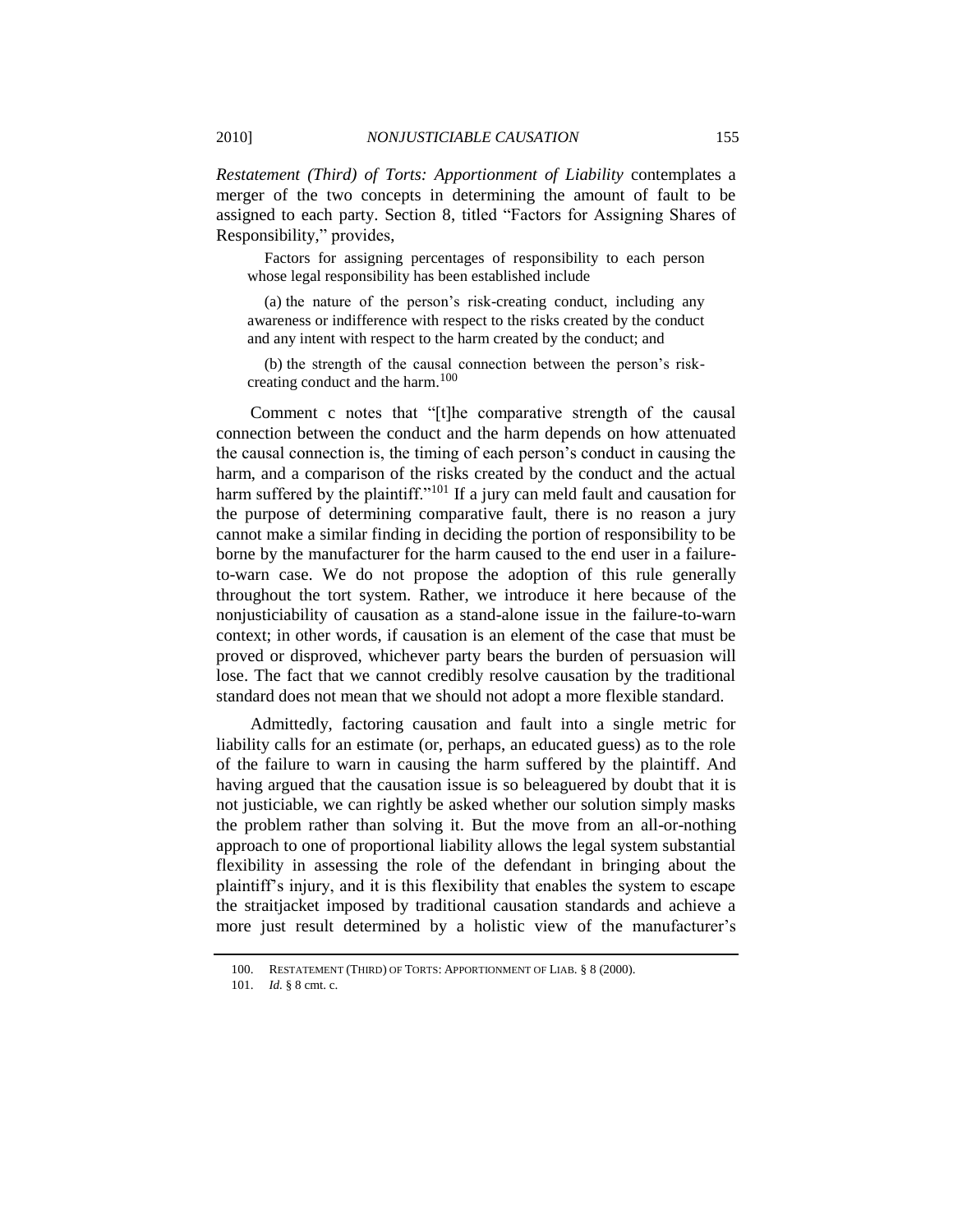*Restatement (Third) of Torts: Apportionment of Liability* contemplates a merger of the two concepts in determining the amount of fault to be assigned to each party. Section 8, titled "Factors for Assigning Shares of Responsibility," provides,

> Factors for assigning percentages of responsibility to each person whose legal responsibility has been established include
>
> (a) the nature of the person's risk-creating conduct, including any awareness or indifference with respect to the risks created by the conduct and any intent with respect to the harm created by the conduct; and
>
> (b) the strength of the causal connection between the person's risk-creating conduct and the harm.[100]

Comment c notes that "[t]he comparative strength of the causal connection between the conduct and the harm depends on how attenuated the causal connection is, the timing of each person's conduct in causing the harm, and a comparison of the risks created by the conduct and the actual harm suffered by the plaintiff."[101] If a jury can meld fault and causation for the purpose of determining comparative fault, there is no reason a jury cannot make a similar finding in deciding the portion of responsibility to be borne by the manufacturer for the harm caused to the end user in a failure-to-warn case. We do not propose the adoption of this rule generally throughout the tort system. Rather, we introduce it here because of the nonjusticiability of causation as a stand-alone issue in the failure-to-warn context; in other words, if causation is an element of the case that must be proved or disproved, whichever party bears the burden of persuasion will lose. The fact that we cannot credibly resolve causation by the traditional standard does not mean that we should not adopt a more flexible standard.

Admittedly, factoring causation and fault into a single metric for liability calls for an estimate (or, perhaps, an educated guess) as to the role of the failure to warn in causing the harm suffered by the plaintiff. And having argued that the causation issue is so beleaguered by doubt that it is not justiciable, we can rightly be asked whether our solution simply masks the problem rather than solving it. But the move from an all-or-nothing approach to one of proportional liability allows the legal system substantial flexibility in assessing the role of the defendant in bringing about the plaintiff's injury, and it is this flexibility that enables the system to escape the straitjacket imposed by traditional causation standards and achieve a more just result determined by a holistic view of the manufacturer's

---

100. RESTATEMENT (THIRD) OF TORTS: APPORTIONMENT OF LIAB. § 8 (2000).

101. *Id.* § 8 cmt. c.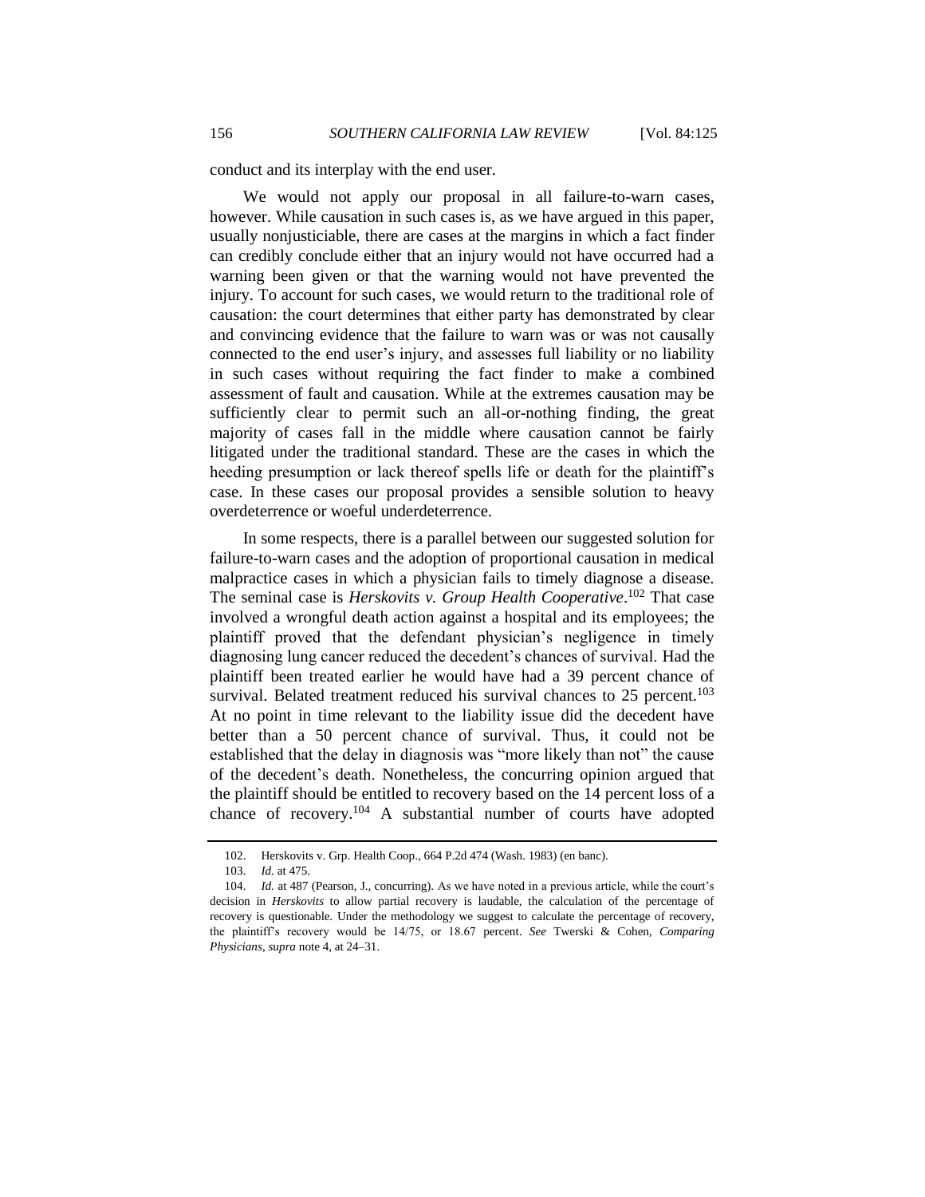conduct and its interplay with the end user.

We would not apply our proposal in all failure-to-warn cases, however. While causation in such cases is, as we have argued in this paper, usually nonjusticiable, there are cases at the margins in which a fact finder can credibly conclude either that an injury would not have occurred had a warning been given or that the warning would not have prevented the injury. To account for such cases, we would return to the traditional role of causation: the court determines that either party has demonstrated by clear and convincing evidence that the failure to warn was or was not causally connected to the end user's injury, and assesses full liability or no liability in such cases without requiring the fact finder to make a combined assessment of fault and causation. While at the extremes causation may be sufficiently clear to permit such an all-or-nothing finding, the great majority of cases fall in the middle where causation cannot be fairly litigated under the traditional standard. These are the cases in which the heeding presumption or lack thereof spells life or death for the plaintiff's case. In these cases our proposal provides a sensible solution to heavy overdeterrence or woeful underdeterrence.

In some respects, there is a parallel between our suggested solution for failure-to-warn cases and the adoption of proportional causation in medical malpractice cases in which a physician fails to timely diagnose a disease. The seminal case is *Herskovits v. Group Health Cooperative*.[102] That case involved a wrongful death action against a hospital and its employees; the plaintiff proved that the defendant physician's negligence in timely diagnosing lung cancer reduced the decedent's chances of survival. Had the plaintiff been treated earlier he would have had a 39 percent chance of survival. Belated treatment reduced his survival chances to 25 percent.[103] At no point in time relevant to the liability issue did the decedent have better than a 50 percent chance of survival. Thus, it could not be established that the delay in diagnosis was "more likely than not" the cause of the decedent's death. Nonetheless, the concurring opinion argued that the plaintiff should be entitled to recovery based on the 14 percent loss of a chance of recovery.[104] A substantial number of courts have adopted

---

102. Herskovits v. Grp. Health Coop., 664 P.2d 474 (Wash. 1983) (en banc).

103. *Id.* at 475.

104. *Id.* at 487 (Pearson, J., concurring). As we have noted in a previous article, while the court's decision in *Herskovits* to allow partial recovery is laudable, the calculation of the percentage of recovery is questionable. Under the methodology we suggest to calculate the percentage of recovery, the plaintiff's recovery would be 14/75, or 18.67 percent. *See* Twerski & Cohen, *Comparing Physicians*, *supra* note 4, at 24–31.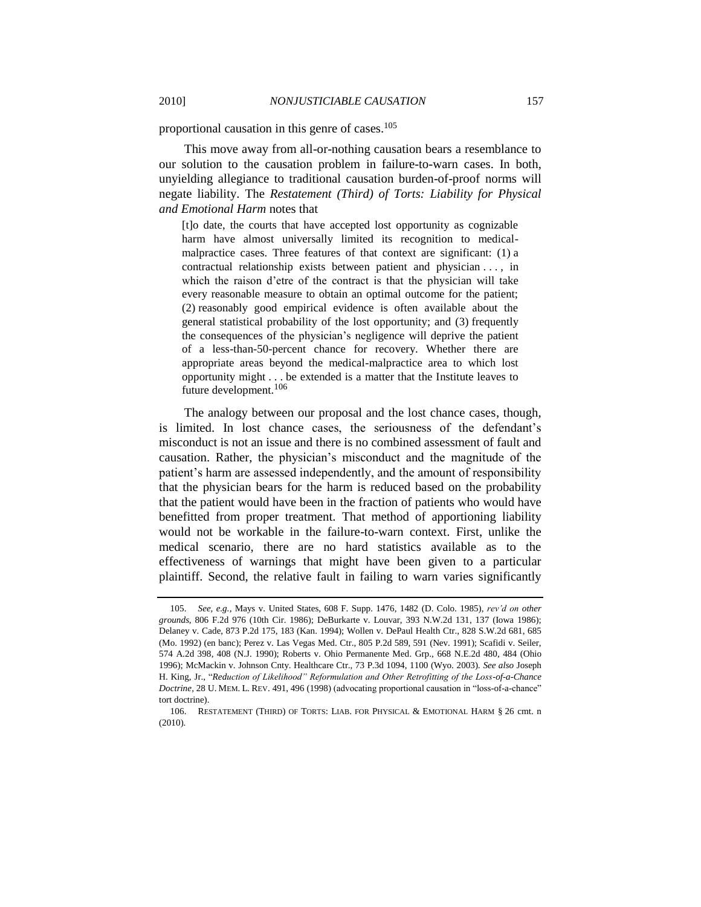proportional causation in this genre of cases.[105]

This move away from all-or-nothing causation bears a resemblance to our solution to the causation problem in failure-to-warn cases. In both, unyielding allegiance to traditional causation burden-of-proof norms will negate liability. The *Restatement (Third) of Torts: Liability for Physical and Emotional Harm* notes that

> [t]o date, the courts that have accepted lost opportunity as cognizable harm have almost universally limited its recognition to medical-malpractice cases. Three features of that context are significant: (1) a contractual relationship exists between patient and physician . . . , in which the raison d'etre of the contract is that the physician will take every reasonable measure to obtain an optimal outcome for the patient; (2) reasonably good empirical evidence is often available about the general statistical probability of the lost opportunity; and (3) frequently the consequences of the physician's negligence will deprive the patient of a less-than-50-percent chance for recovery. Whether there are appropriate areas beyond the medical-malpractice area to which lost opportunity might . . . be extended is a matter that the Institute leaves to future development.[106]

The analogy between our proposal and the lost chance cases, though, is limited. In lost chance cases, the seriousness of the defendant's misconduct is not an issue and there is no combined assessment of fault and causation. Rather, the physician's misconduct and the magnitude of the patient's harm are assessed independently, and the amount of responsibility that the physician bears for the harm is reduced based on the probability that the patient would have been in the fraction of patients who would have benefitted from proper treatment. That method of apportioning liability would not be workable in the failure-to-warn context. First, unlike the medical scenario, there are no hard statistics available as to the effectiveness of warnings that might have been given to a particular plaintiff. Second, the relative fault in failing to warn varies significantly

---

105. *See, e.g.*, Mays v. United States, 608 F. Supp. 1476, 1482 (D. Colo. 1985), *rev'd on other grounds*, 806 F.2d 976 (10th Cir. 1986); DeBurkarte v. Louvar, 393 N.W.2d 131, 137 (Iowa 1986); Delaney v. Cade, 873 P.2d 175, 183 (Kan. 1994); Wollen v. DePaul Health Ctr., 828 S.W.2d 681, 685 (Mo. 1992) (en banc); Perez v. Las Vegas Med. Ctr., 805 P.2d 589, 591 (Nev. 1991); Scafidi v. Seiler, 574 A.2d 398, 408 (N.J. 1990); Roberts v. Ohio Permanente Med. Grp., 668 N.E.2d 480, 484 (Ohio 1996); McMackin v. Johnson Cnty. Healthcare Ctr., 73 P.3d 1094, 1100 (Wyo. 2003). *See also* Joseph H. King, Jr., "*Reduction of Likelihood" Reformulation and Other Retrofitting of the Loss-of-a-Chance Doctrine*, 28 U. MEM. L. REV. 491, 496 (1998) (advocating proportional causation in "loss-of-a-chance" tort doctrine).

106. RESTATEMENT (THIRD) OF TORTS: LIAB. FOR PHYSICAL & EMOTIONAL HARM § 26 cmt. n (2010).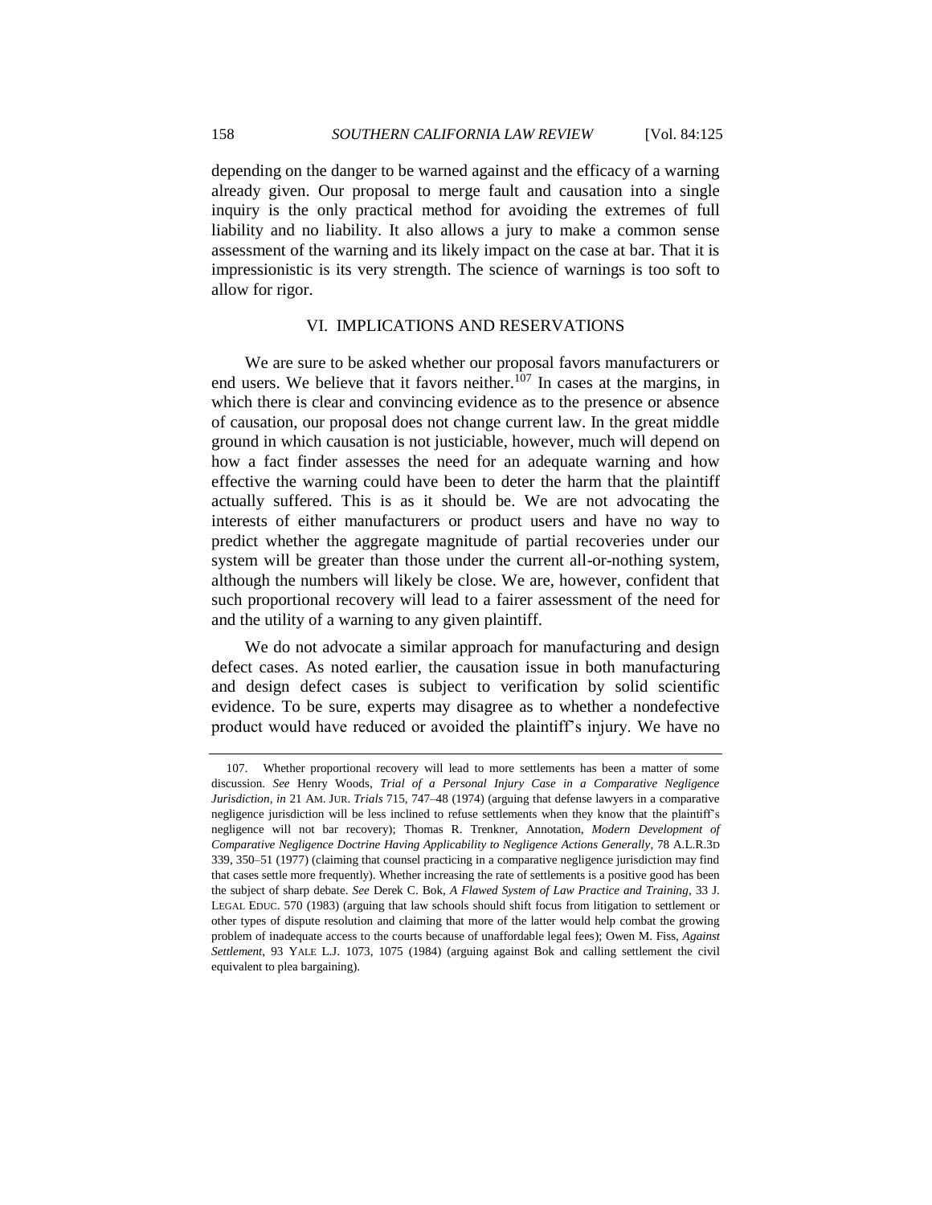depending on the danger to be warned against and the efficacy of a warning already given. Our proposal to merge fault and causation into a single inquiry is the only practical method for avoiding the extremes of full liability and no liability. It also allows a jury to make a common sense assessment of the warning and its likely impact on the case at bar. That it is impressionistic is its very strength. The science of warnings is too soft to allow for rigor.

## VI. IMPLICATIONS AND RESERVATIONS

We are sure to be asked whether our proposal favors manufacturers or end users. We believe that it favors neither.[107] In cases at the margins, in which there is clear and convincing evidence as to the presence or absence of causation, our proposal does not change current law. In the great middle ground in which causation is not justiciable, however, much will depend on how a fact finder assesses the need for an adequate warning and how effective the warning could have been to deter the harm that the plaintiff actually suffered. This is as it should be. We are not advocating the interests of either manufacturers or product users and have no way to predict whether the aggregate magnitude of partial recoveries under our system will be greater than those under the current all-or-nothing system, although the numbers will likely be close. We are, however, confident that such proportional recovery will lead to a fairer assessment of the need for and the utility of a warning to any given plaintiff.

We do not advocate a similar approach for manufacturing and design defect cases. As noted earlier, the causation issue in both manufacturing and design defect cases is subject to verification by solid scientific evidence. To be sure, experts may disagree as to whether a nondefective product would have reduced or avoided the plaintiff's injury. We have no

---

107. Whether proportional recovery will lead to more settlements has been a matter of some discussion. *See* Henry Woods, *Trial of a Personal Injury Case in a Comparative Negligence Jurisdiction*, *in* 21 AM. JUR. *Trials* 715, 747–48 (1974) (arguing that defense lawyers in a comparative negligence jurisdiction will be less inclined to refuse settlements when they know that the plaintiff's negligence will not bar recovery); Thomas R. Trenkner, Annotation, *Modern Development of Comparative Negligence Doctrine Having Applicability to Negligence Actions Generally*, 78 A.L.R.3D 339, 350–51 (1977) (claiming that counsel practicing in a comparative negligence jurisdiction may find that cases settle more frequently). Whether increasing the rate of settlements is a positive good has been the subject of sharp debate. *See* Derek C. Bok, *A Flawed System of Law Practice and Training*, 33 J. LEGAL EDUC. 570 (1983) (arguing that law schools should shift focus from litigation to settlement or other types of dispute resolution and claiming that more of the latter would help combat the growing problem of inadequate access to the courts because of unaffordable legal fees); Owen M. Fiss, *Against Settlement*, 93 YALE L.J. 1073, 1075 (1984) (arguing against Bok and calling settlement the civil equivalent to plea bargaining).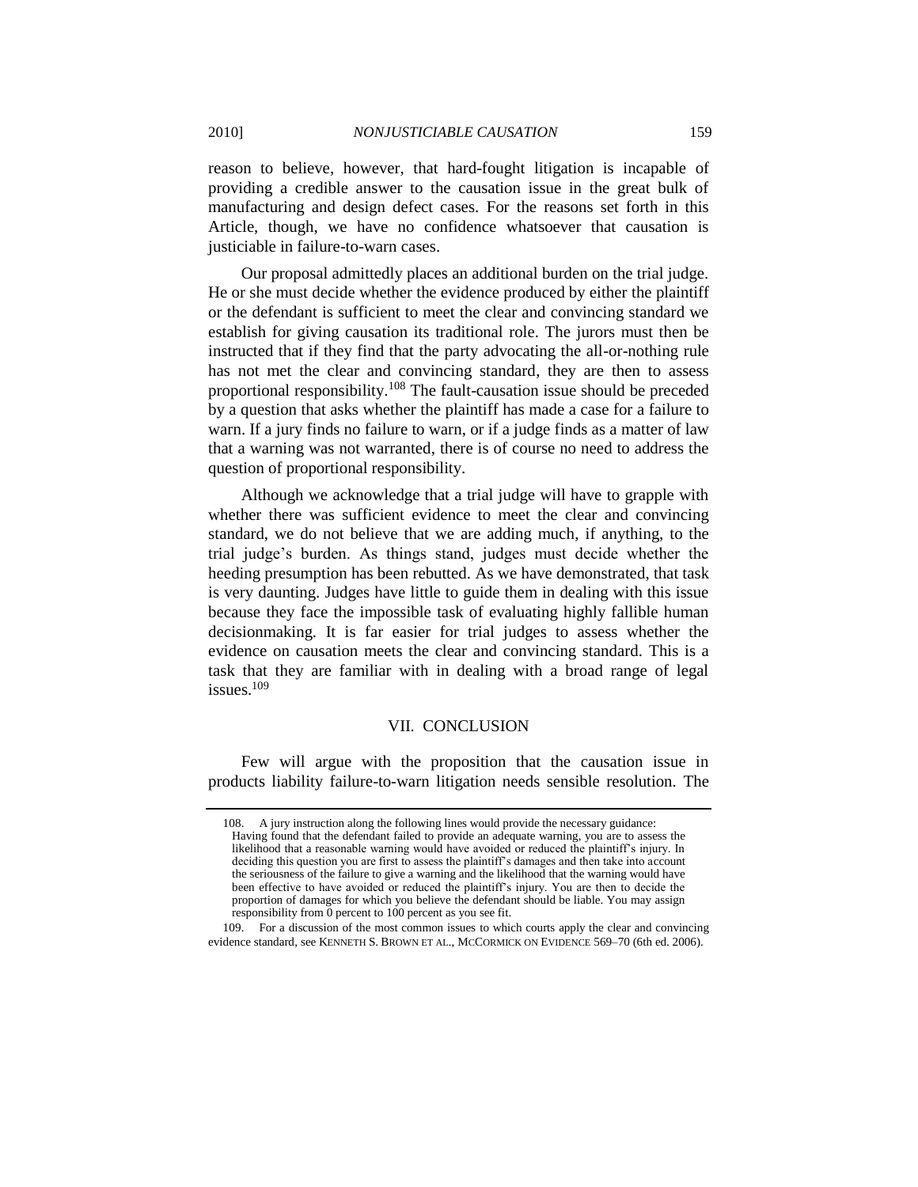reason to believe, however, that hard-fought litigation is incapable of providing a credible answer to the causation issue in the great bulk of manufacturing and design defect cases. For the reasons set forth in this Article, though, we have no confidence whatsoever that causation is justiciable in failure-to-warn cases.

Our proposal admittedly places an additional burden on the trial judge. He or she must decide whether the evidence produced by either the plaintiff or the defendant is sufficient to meet the clear and convincing standard we establish for giving causation its traditional role. The jurors must then be instructed that if they find that the party advocating the all-or-nothing rule has not met the clear and convincing standard, they are then to assess proportional responsibility.[108] The fault-causation issue should be preceded by a question that asks whether the plaintiff has made a case for a failure to warn. If a jury finds no failure to warn, or if a judge finds as a matter of law that a warning was not warranted, there is of course no need to address the question of proportional responsibility.

Although we acknowledge that a trial judge will have to grapple with whether there was sufficient evidence to meet the clear and convincing standard, we do not believe that we are adding much, if anything, to the trial judge's burden. As things stand, judges must decide whether the heeding presumption has been rebutted. As we have demonstrated, that task is very daunting. Judges have little to guide them in dealing with this issue because they face the impossible task of evaluating highly fallible human decisionmaking. It is far easier for trial judges to assess whether the evidence on causation meets the clear and convincing standard. This is a task that they are familiar with in dealing with a broad range of legal issues.[109]

## VII. CONCLUSION

Few will argue with the proposition that the causation issue in products liability failure-to-warn litigation needs sensible resolution. The

---

108. A jury instruction along the following lines would provide the necessary guidance:

> Having found that the defendant failed to provide an adequate warning, you are to assess the likelihood that a reasonable warning would have avoided or reduced the plaintiff's injury. In deciding this question you are first to assess the plaintiff's damages and then take into account the seriousness of the failure to give a warning and the likelihood that the warning would have been effective to have avoided or reduced the plaintiff's injury. You are then to decide the proportion of damages for which you believe the defendant should be liable. You may assign responsibility from 0 percent to 100 percent as you see fit.

109. For a discussion of the most common issues to which courts apply the clear and convincing evidence standard, see KENNETH S. BROWN ET AL., MCCORMICK ON EVIDENCE 569–70 (6th ed. 2006).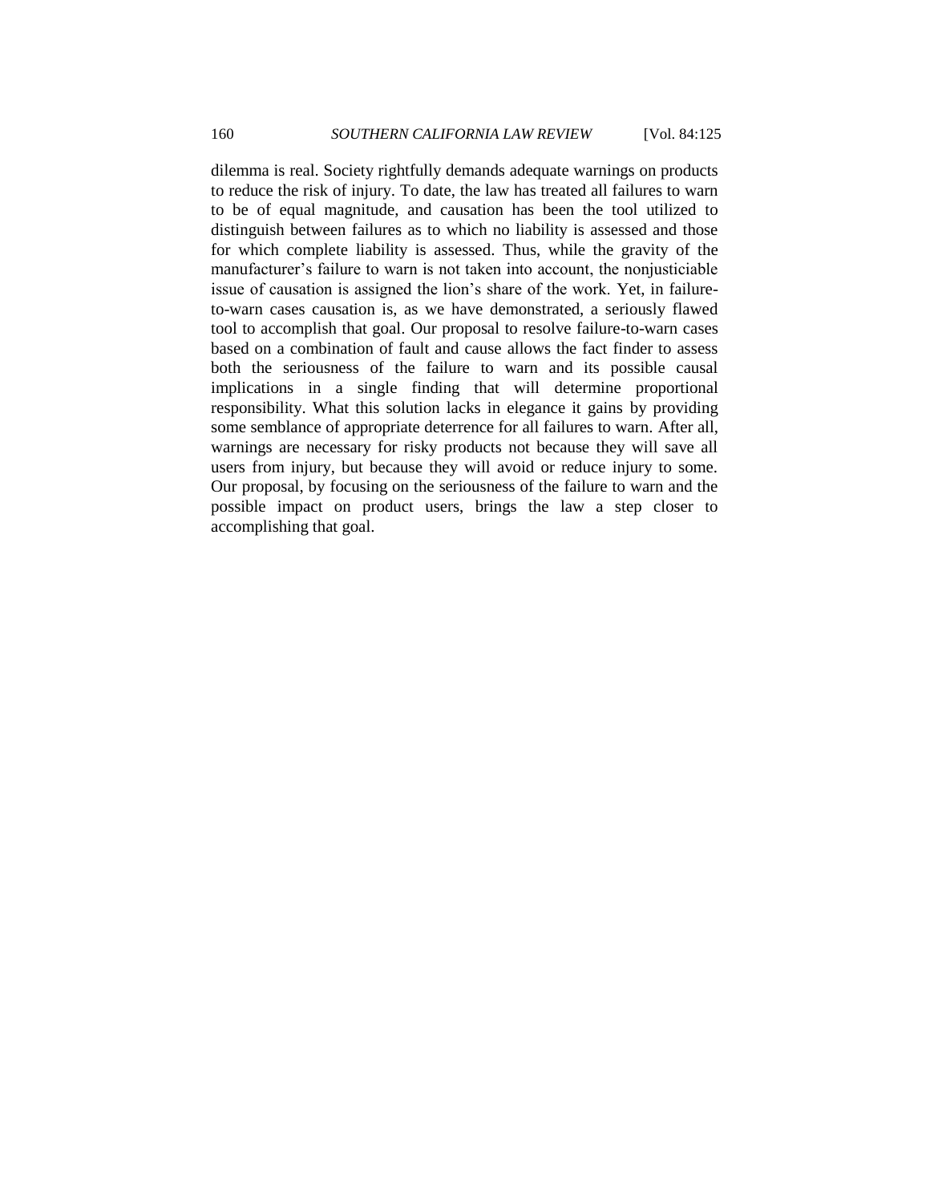dilemma is real. Society rightfully demands adequate warnings on products to reduce the risk of injury. To date, the law has treated all failures to warn to be of equal magnitude, and causation has been the tool utilized to distinguish between failures as to which no liability is assessed and those for which complete liability is assessed. Thus, while the gravity of the manufacturer's failure to warn is not taken into account, the nonjusticiable issue of causation is assigned the lion's share of the work. Yet, in failure-to-warn cases causation is, as we have demonstrated, a seriously flawed tool to accomplish that goal. Our proposal to resolve failure-to-warn cases based on a combination of fault and cause allows the fact finder to assess both the seriousness of the failure to warn and its possible causal implications in a single finding that will determine proportional responsibility. What this solution lacks in elegance it gains by providing some semblance of appropriate deterrence for all failures to warn. After all, warnings are necessary for risky products not because they will save all users from injury, but because they will avoid or reduce injury to some. Our proposal, by focusing on the seriousness of the failure to warn and the possible impact on product users, brings the law a step closer to accomplishing that goal.